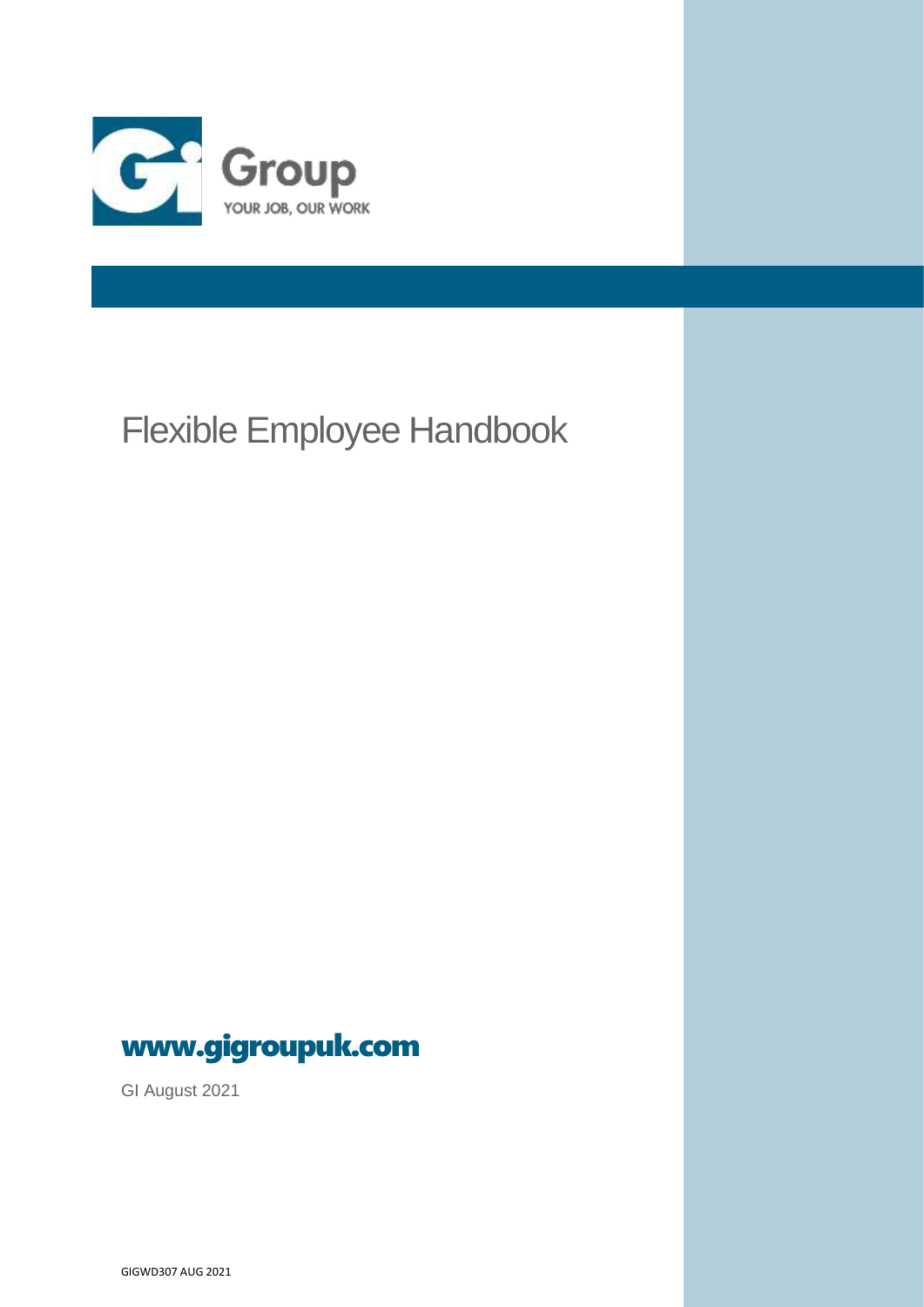Gi Group

YOUR JOB, OUR WORK

# Flexible Employee Handbook

**www.gigroupuk.com**

GI August 2021

GIGWD307 AUG 2021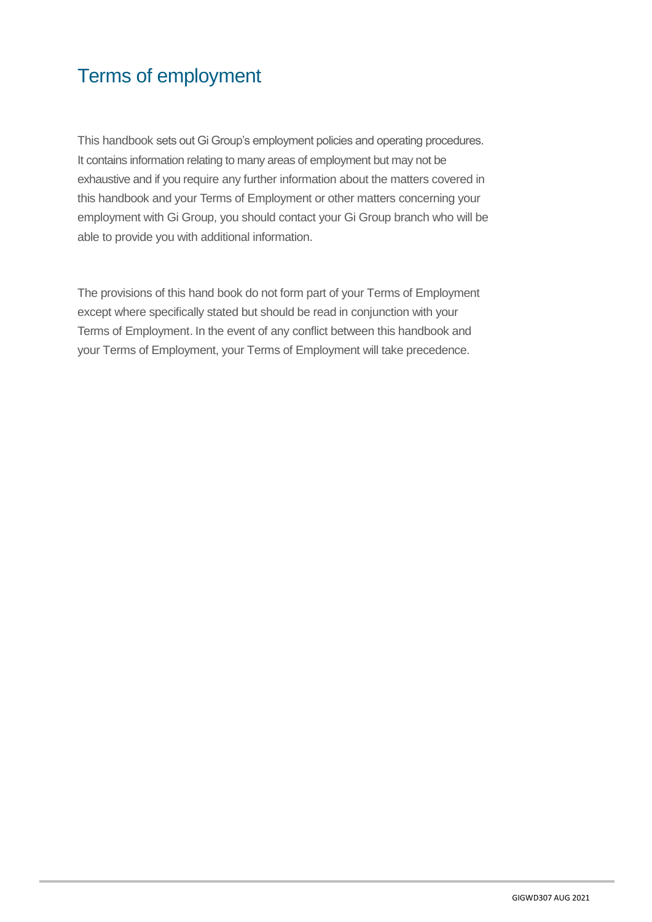# Terms of employment

This handbook sets out Gi Group's employment policies and operating procedures. It contains information relating to many areas of employment but may not be exhaustive and if you require any further information about the matters covered in this handbook and your Terms of Employment or other matters concerning your employment with Gi Group, you should contact your Gi Group branch who will be able to provide you with additional information.

The provisions of this hand book do not form part of your Terms of Employment except where specifically stated but should be read in conjunction with your Terms of Employment. In the event of any conflict between this handbook and your Terms of Employment, your Terms of Employment will take precedence.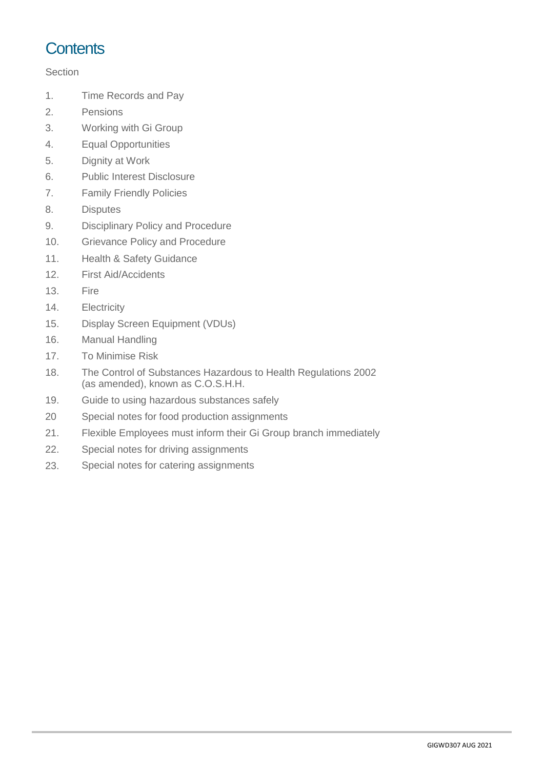# Contents

Section

1. Time Records and Pay
2. Pensions
3. Working with Gi Group
4. Equal Opportunities
5. Dignity at Work
6. Public Interest Disclosure
7. Family Friendly Policies
8. Disputes
9. Disciplinary Policy and Procedure
10. Grievance Policy and Procedure
11. Health & Safety Guidance
12. First Aid/Accidents
13. Fire
14. Electricity
15. Display Screen Equipment (VDUs)
16. Manual Handling
17. To Minimise Risk
18. The Control of Substances Hazardous to Health Regulations 2002 (as amended), known as C.O.S.H.H.
19. Guide to using hazardous substances safely
20. Special notes for food production assignments
21. Flexible Employees must inform their Gi Group branch immediately
22. Special notes for driving assignments
23. Special notes for catering assignments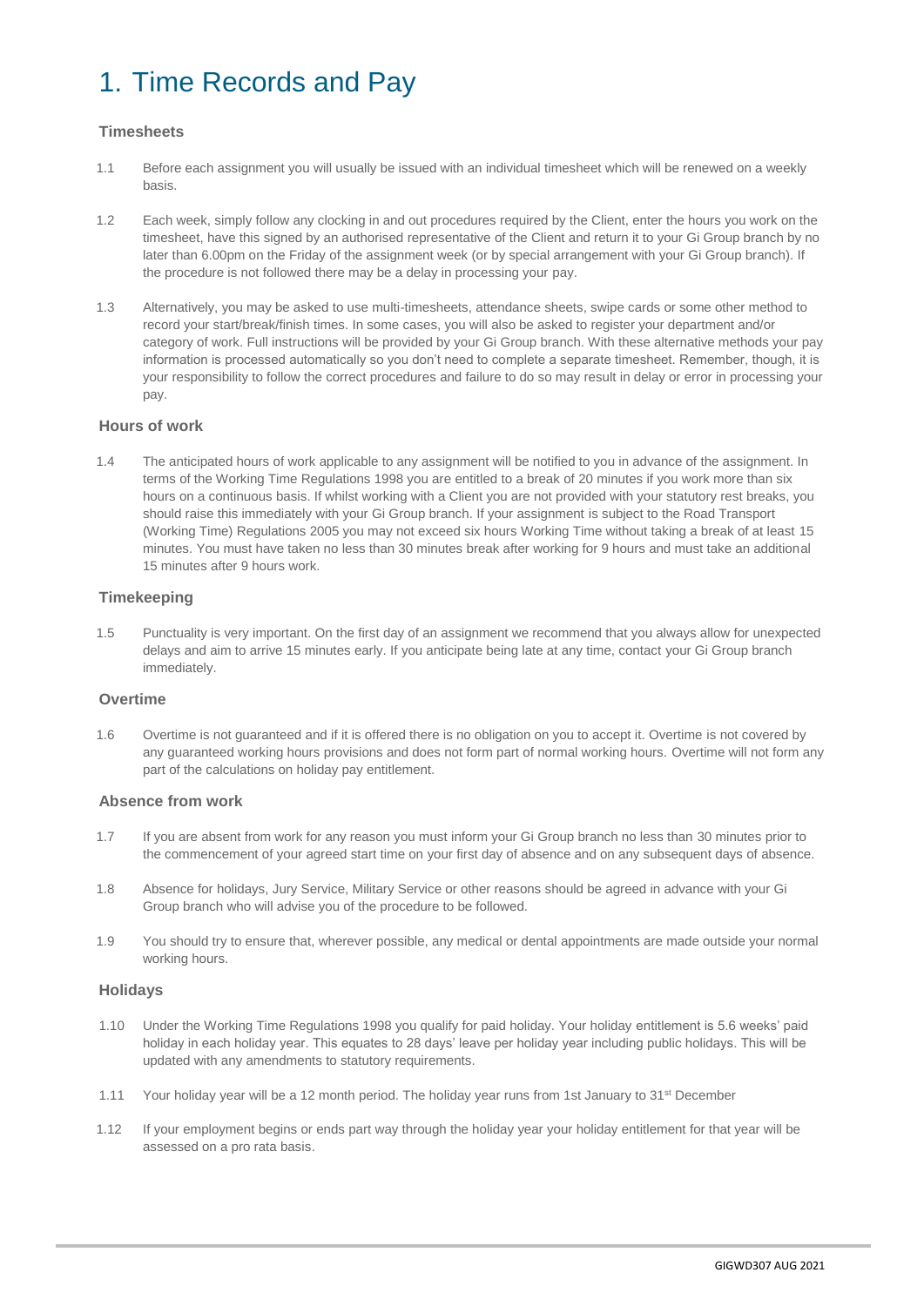# 1. Time Records and Pay

### Timesheets

1.1 Before each assignment you will usually be issued with an individual timesheet which will be renewed on a weekly basis.

1.2 Each week, simply follow any clocking in and out procedures required by the Client, enter the hours you work on the timesheet, have this signed by an authorised representative of the Client and return it to your Gi Group branch by no later than 6.00pm on the Friday of the assignment week (or by special arrangement with your Gi Group branch). If the procedure is not followed there may be a delay in processing your pay.

1.3 Alternatively, you may be asked to use multi-timesheets, attendance sheets, swipe cards or some other method to record your start/break/finish times. In some cases, you will also be asked to register your department and/or category of work. Full instructions will be provided by your Gi Group branch. With these alternative methods your pay information is processed automatically so you don't need to complete a separate timesheet. Remember, though, it is your responsibility to follow the correct procedures and failure to do so may result in delay or error in processing your pay.

### Hours of work

1.4 The anticipated hours of work applicable to any assignment will be notified to you in advance of the assignment. In terms of the Working Time Regulations 1998 you are entitled to a break of 20 minutes if you work more than six hours on a continuous basis. If whilst working with a Client you are not provided with your statutory rest breaks, you should raise this immediately with your Gi Group branch. If your assignment is subject to the Road Transport (Working Time) Regulations 2005 you may not exceed six hours Working Time without taking a break of at least 15 minutes. You must have taken no less than 30 minutes break after working for 9 hours and must take an additional 15 minutes after 9 hours work.

### Timekeeping

1.5 Punctuality is very important. On the first day of an assignment we recommend that you always allow for unexpected delays and aim to arrive 15 minutes early. If you anticipate being late at any time, contact your Gi Group branch immediately.

### Overtime

1.6 Overtime is not guaranteed and if it is offered there is no obligation on you to accept it. Overtime is not covered by any guaranteed working hours provisions and does not form part of normal working hours. Overtime will not form any part of the calculations on holiday pay entitlement.

### Absence from work

1.7 If you are absent from work for any reason you must inform your Gi Group branch no less than 30 minutes prior to the commencement of your agreed start time on your first day of absence and on any subsequent days of absence.

1.8 Absence for holidays, Jury Service, Military Service or other reasons should be agreed in advance with your Gi Group branch who will advise you of the procedure to be followed.

1.9 You should try to ensure that, wherever possible, any medical or dental appointments are made outside your normal working hours.

### Holidays

1.10 Under the Working Time Regulations 1998 you qualify for paid holiday. Your holiday entitlement is 5.6 weeks' paid holiday in each holiday year. This equates to 28 days' leave per holiday year including public holidays. This will be updated with any amendments to statutory requirements.

1.11 Your holiday year will be a 12 month period. The holiday year runs from 1st January to 31st December

1.12 If your employment begins or ends part way through the holiday year your holiday entitlement for that year will be assessed on a pro rata basis.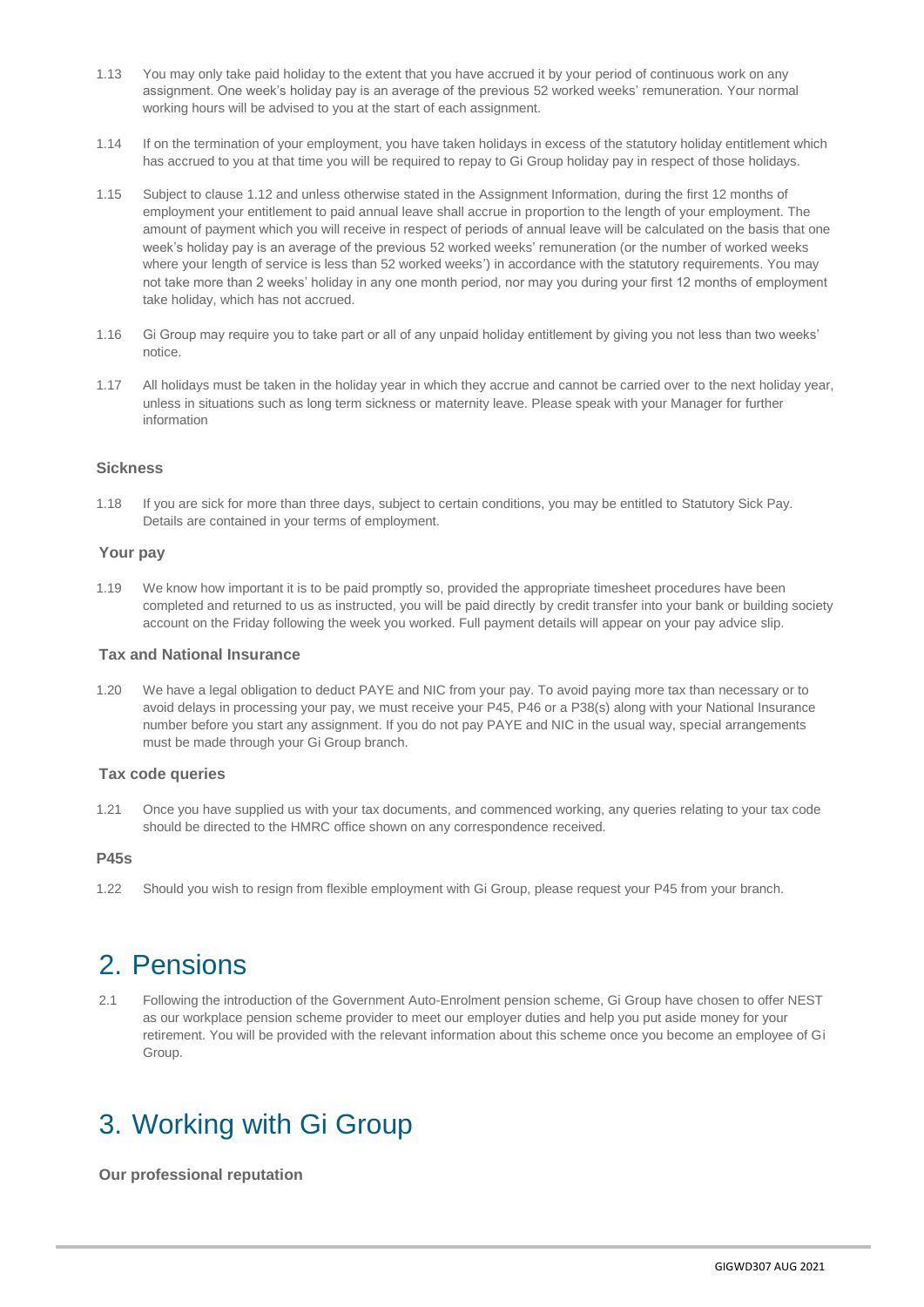1.13 You may only take paid holiday to the extent that you have accrued it by your period of continuous work on any assignment. One week's holiday pay is an average of the previous 52 worked weeks' remuneration. Your normal working hours will be advised to you at the start of each assignment.

1.14 If on the termination of your employment, you have taken holidays in excess of the statutory holiday entitlement which has accrued to you at that time you will be required to repay to Gi Group holiday pay in respect of those holidays.

1.15 Subject to clause 1.12 and unless otherwise stated in the Assignment Information, during the first 12 months of employment your entitlement to paid annual leave shall accrue in proportion to the length of your employment. The amount of payment which you will receive in respect of periods of annual leave will be calculated on the basis that one week's holiday pay is an average of the previous 52 worked weeks' remuneration (or the number of worked weeks where your length of service is less than 52 worked weeks') in accordance with the statutory requirements. You may not take more than 2 weeks' holiday in any one month period, nor may you during your first 12 months of employment take holiday, which has not accrued.

1.16 Gi Group may require you to take part or all of any unpaid holiday entitlement by giving you not less than two weeks' notice.

1.17 All holidays must be taken in the holiday year in which they accrue and cannot be carried over to the next holiday year, unless in situations such as long term sickness or maternity leave. Please speak with your Manager for further information

**Sickness**

1.18 If you are sick for more than three days, subject to certain conditions, you may be entitled to Statutory Sick Pay. Details are contained in your terms of employment.

**Your pay**

1.19 We know how important it is to be paid promptly so, provided the appropriate timesheet procedures have been completed and returned to us as instructed, you will be paid directly by credit transfer into your bank or building society account on the Friday following the week you worked. Full payment details will appear on your pay advice slip.

**Tax and National Insurance**

1.20 We have a legal obligation to deduct PAYE and NIC from your pay. To avoid paying more tax than necessary or to avoid delays in processing your pay, we must receive your P45, P46 or a P38(s) along with your National Insurance number before you start any assignment. If you do not pay PAYE and NIC in the usual way, special arrangements must be made through your Gi Group branch.

**Tax code queries**

1.21 Once you have supplied us with your tax documents, and commenced working, any queries relating to your tax code should be directed to the HMRC office shown on any correspondence received.

**P45s**

1.22 Should you wish to resign from flexible employment with Gi Group, please request your P45 from your branch.

# 2. Pensions

2.1 Following the introduction of the Government Auto-Enrolment pension scheme, Gi Group have chosen to offer NEST as our workplace pension scheme provider to meet our employer duties and help you put aside money for your retirement. You will be provided with the relevant information about this scheme once you become an employee of Gi Group.

# 3. Working with Gi Group

**Our professional reputation**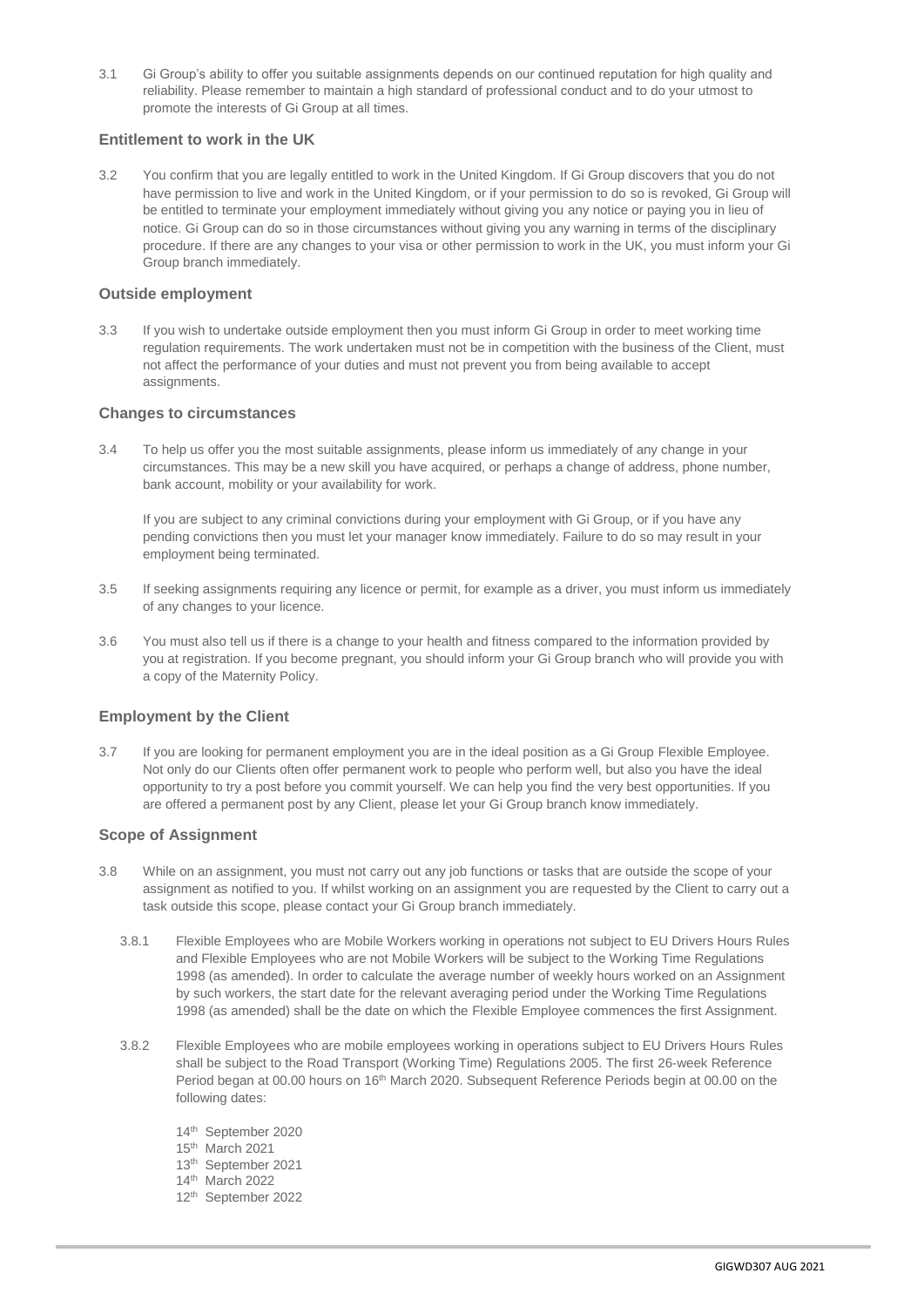3.1 Gi Group's ability to offer you suitable assignments depends on our continued reputation for high quality and reliability. Please remember to maintain a high standard of professional conduct and to do your utmost to promote the interests of Gi Group at all times.

### Entitlement to work in the UK

3.2 You confirm that you are legally entitled to work in the United Kingdom. If Gi Group discovers that you do not have permission to live and work in the United Kingdom, or if your permission to do so is revoked, Gi Group will be entitled to terminate your employment immediately without giving you any notice or paying you in lieu of notice. Gi Group can do so in those circumstances without giving you any warning in terms of the disciplinary procedure. If there are any changes to your visa or other permission to work in the UK, you must inform your Gi Group branch immediately.

### Outside employment

3.3 If you wish to undertake outside employment then you must inform Gi Group in order to meet working time regulation requirements. The work undertaken must not be in competition with the business of the Client, must not affect the performance of your duties and must not prevent you from being available to accept assignments.

### Changes to circumstances

3.4 To help us offer you the most suitable assignments, please inform us immediately of any change in your circumstances. This may be a new skill you have acquired, or perhaps a change of address, phone number, bank account, mobility or your availability for work.

If you are subject to any criminal convictions during your employment with Gi Group, or if you have any pending convictions then you must let your manager know immediately. Failure to do so may result in your employment being terminated.

3.5 If seeking assignments requiring any licence or permit, for example as a driver, you must inform us immediately of any changes to your licence.

3.6 You must also tell us if there is a change to your health and fitness compared to the information provided by you at registration. If you become pregnant, you should inform your Gi Group branch who will provide you with a copy of the Maternity Policy.

### Employment by the Client

3.7 If you are looking for permanent employment you are in the ideal position as a Gi Group Flexible Employee. Not only do our Clients often offer permanent work to people who perform well, but also you have the ideal opportunity to try a post before you commit yourself. We can help you find the very best opportunities. If you are offered a permanent post by any Client, please let your Gi Group branch know immediately.

### Scope of Assignment

3.8 While on an assignment, you must not carry out any job functions or tasks that are outside the scope of your assignment as notified to you. If whilst working on an assignment you are requested by the Client to carry out a task outside this scope, please contact your Gi Group branch immediately.

3.8.1 Flexible Employees who are Mobile Workers working in operations not subject to EU Drivers Hours Rules and Flexible Employees who are not Mobile Workers will be subject to the Working Time Regulations 1998 (as amended). In order to calculate the average number of weekly hours worked on an Assignment by such workers, the start date for the relevant averaging period under the Working Time Regulations 1998 (as amended) shall be the date on which the Flexible Employee commences the first Assignment.

3.8.2 Flexible Employees who are mobile employees working in operations subject to EU Drivers Hours Rules shall be subject to the Road Transport (Working Time) Regulations 2005. The first 26-week Reference Period began at 00.00 hours on 16th March 2020. Subsequent Reference Periods begin at 00.00 on the following dates:

14th September 2020
15th March 2021
13th September 2021
14th March 2022
12th September 2022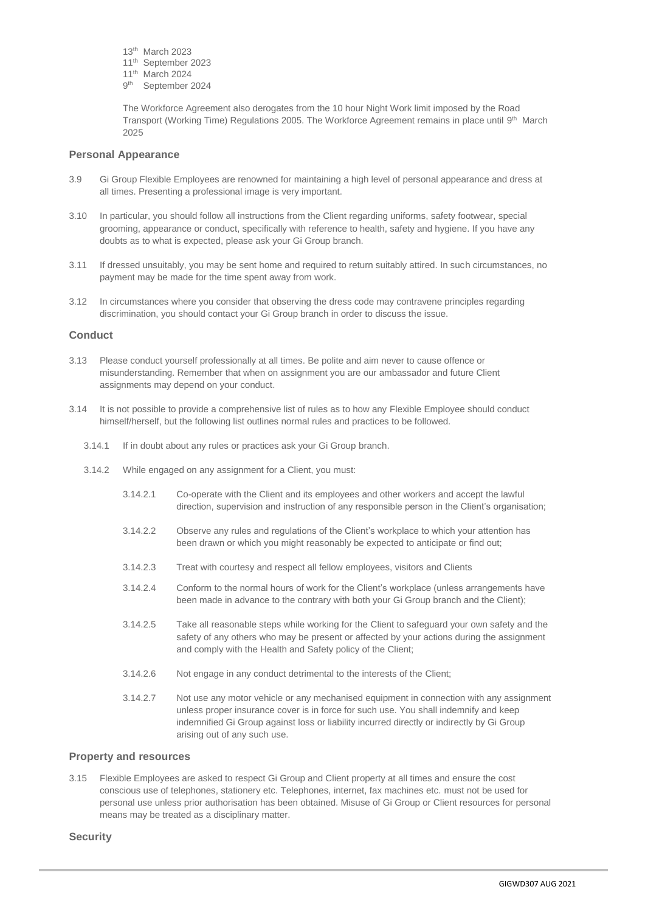13th March 2023
11th September 2023
11th March 2024
9th September 2024

The Workforce Agreement also derogates from the 10 hour Night Work limit imposed by the Road Transport (Working Time) Regulations 2005. The Workforce Agreement remains in place until 9th March 2025

## Personal Appearance

3.9 Gi Group Flexible Employees are renowned for maintaining a high level of personal appearance and dress at all times. Presenting a professional image is very important.

3.10 In particular, you should follow all instructions from the Client regarding uniforms, safety footwear, special grooming, appearance or conduct, specifically with reference to health, safety and hygiene. If you have any doubts as to what is expected, please ask your Gi Group branch.

3.11 If dressed unsuitably, you may be sent home and required to return suitably attired. In such circumstances, no payment may be made for the time spent away from work.

3.12 In circumstances where you consider that observing the dress code may contravene principles regarding discrimination, you should contact your Gi Group branch in order to discuss the issue.

## Conduct

3.13 Please conduct yourself professionally at all times. Be polite and aim never to cause offence or misunderstanding. Remember that when on assignment you are our ambassador and future Client assignments may depend on your conduct.

3.14 It is not possible to provide a comprehensive list of rules as to how any Flexible Employee should conduct himself/herself, but the following list outlines normal rules and practices to be followed.

3.14.1 If in doubt about any rules or practices ask your Gi Group branch.

3.14.2 While engaged on any assignment for a Client, you must:

3.14.2.1 Co-operate with the Client and its employees and other workers and accept the lawful direction, supervision and instruction of any responsible person in the Client's organisation;

3.14.2.2 Observe any rules and regulations of the Client's workplace to which your attention has been drawn or which you might reasonably be expected to anticipate or find out;

3.14.2.3 Treat with courtesy and respect all fellow employees, visitors and Clients

3.14.2.4 Conform to the normal hours of work for the Client's workplace (unless arrangements have been made in advance to the contrary with both your Gi Group branch and the Client);

3.14.2.5 Take all reasonable steps while working for the Client to safeguard your own safety and the safety of any others who may be present or affected by your actions during the assignment and comply with the Health and Safety policy of the Client;

3.14.2.6 Not engage in any conduct detrimental to the interests of the Client;

3.14.2.7 Not use any motor vehicle or any mechanised equipment in connection with any assignment unless proper insurance cover is in force for such use. You shall indemnify and keep indemnified Gi Group against loss or liability incurred directly or indirectly by Gi Group arising out of any such use.

## Property and resources

3.15 Flexible Employees are asked to respect Gi Group and Client property at all times and ensure the cost conscious use of telephones, stationery etc. Telephones, internet, fax machines etc. must not be used for personal use unless prior authorisation has been obtained. Misuse of Gi Group or Client resources for personal means may be treated as a disciplinary matter.

## Security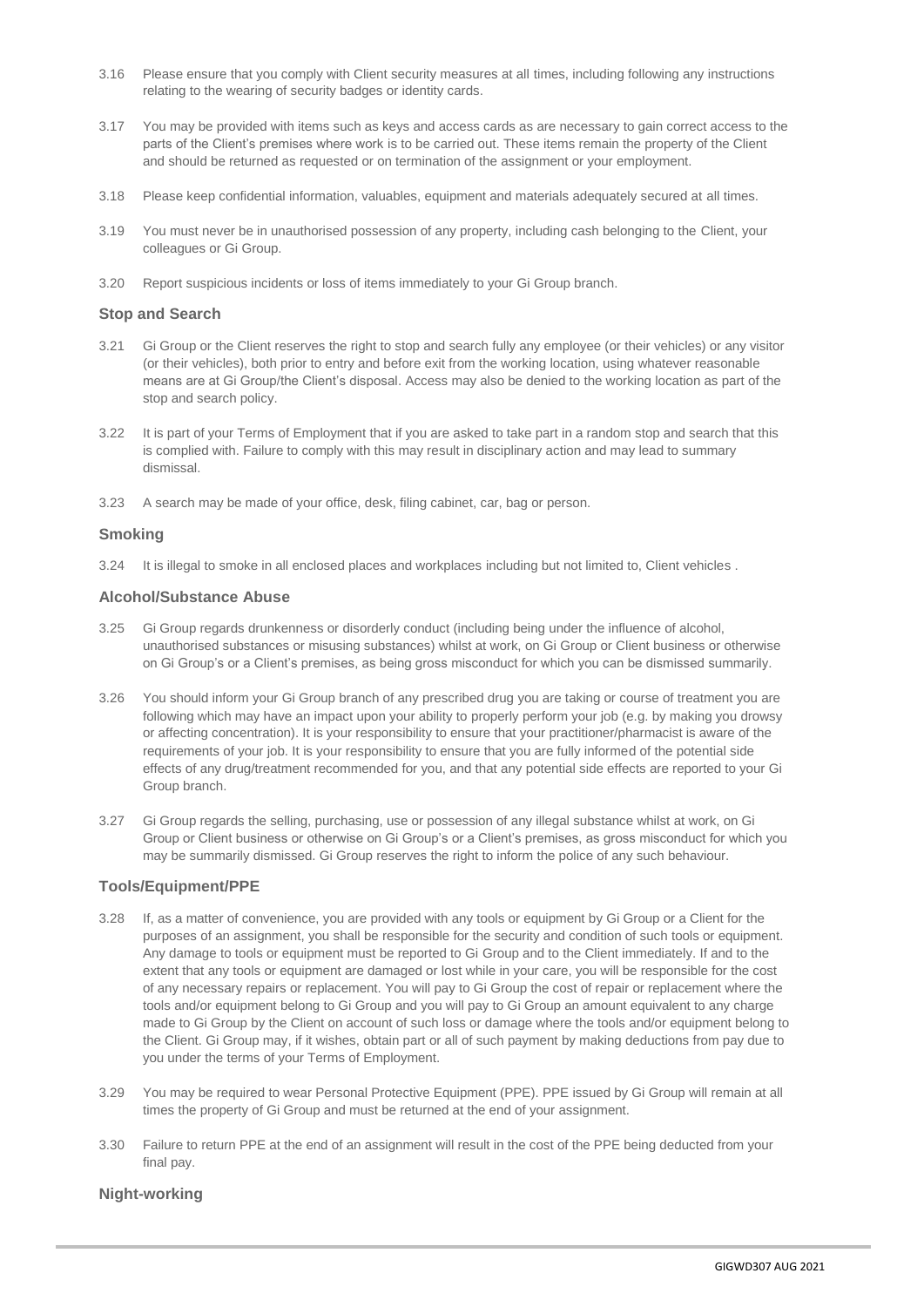3.16 Please ensure that you comply with Client security measures at all times, including following any instructions relating to the wearing of security badges or identity cards.

3.17 You may be provided with items such as keys and access cards as are necessary to gain correct access to the parts of the Client's premises where work is to be carried out. These items remain the property of the Client and should be returned as requested or on termination of the assignment or your employment.

3.18 Please keep confidential information, valuables, equipment and materials adequately secured at all times.

3.19 You must never be in unauthorised possession of any property, including cash belonging to the Client, your colleagues or Gi Group.

3.20 Report suspicious incidents or loss of items immediately to your Gi Group branch.

### Stop and Search

3.21 Gi Group or the Client reserves the right to stop and search fully any employee (or their vehicles) or any visitor (or their vehicles), both prior to entry and before exit from the working location, using whatever reasonable means are at Gi Group/the Client's disposal. Access may also be denied to the working location as part of the stop and search policy.

3.22 It is part of your Terms of Employment that if you are asked to take part in a random stop and search that this is complied with. Failure to comply with this may result in disciplinary action and may lead to summary dismissal.

3.23 A search may be made of your office, desk, filing cabinet, car, bag or person.

### Smoking

3.24 It is illegal to smoke in all enclosed places and workplaces including but not limited to, Client vehicles .

### Alcohol/Substance Abuse

3.25 Gi Group regards drunkenness or disorderly conduct (including being under the influence of alcohol, unauthorised substances or misusing substances) whilst at work, on Gi Group or Client business or otherwise on Gi Group's or a Client's premises, as being gross misconduct for which you can be dismissed summarily.

3.26 You should inform your Gi Group branch of any prescribed drug you are taking or course of treatment you are following which may have an impact upon your ability to properly perform your job (e.g. by making you drowsy or affecting concentration). It is your responsibility to ensure that your practitioner/pharmacist is aware of the requirements of your job. It is your responsibility to ensure that you are fully informed of the potential side effects of any drug/treatment recommended for you, and that any potential side effects are reported to your Gi Group branch.

3.27 Gi Group regards the selling, purchasing, use or possession of any illegal substance whilst at work, on Gi Group or Client business or otherwise on Gi Group's or a Client's premises, as gross misconduct for which you may be summarily dismissed. Gi Group reserves the right to inform the police of any such behaviour.

### Tools/Equipment/PPE

3.28 If, as a matter of convenience, you are provided with any tools or equipment by Gi Group or a Client for the purposes of an assignment, you shall be responsible for the security and condition of such tools or equipment. Any damage to tools or equipment must be reported to Gi Group and to the Client immediately. If and to the extent that any tools or equipment are damaged or lost while in your care, you will be responsible for the cost of any necessary repairs or replacement. You will pay to Gi Group the cost of repair or replacement where the tools and/or equipment belong to Gi Group and you will pay to Gi Group an amount equivalent to any charge made to Gi Group by the Client on account of such loss or damage where the tools and/or equipment belong to the Client. Gi Group may, if it wishes, obtain part or all of such payment by making deductions from pay due to you under the terms of your Terms of Employment.

3.29 You may be required to wear Personal Protective Equipment (PPE). PPE issued by Gi Group will remain at all times the property of Gi Group and must be returned at the end of your assignment.

3.30 Failure to return PPE at the end of an assignment will result in the cost of the PPE being deducted from your final pay.

### Night-working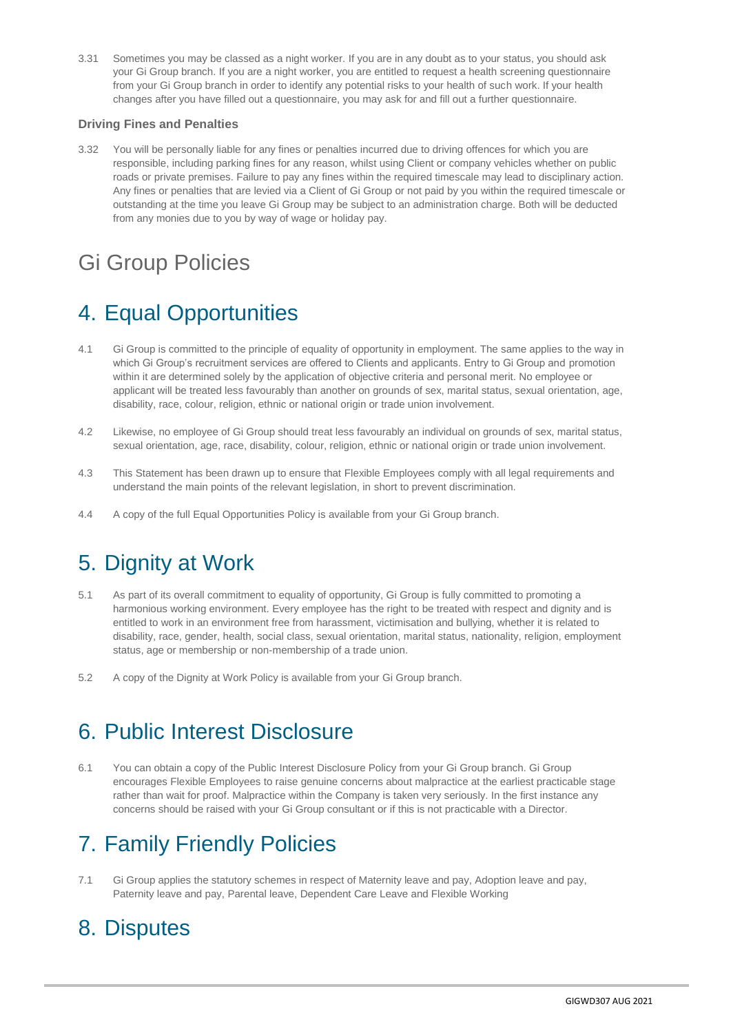3.31 Sometimes you may be classed as a night worker. If you are in any doubt as to your status, you should ask your Gi Group branch. If you are a night worker, you are entitled to request a health screening questionnaire from your Gi Group branch in order to identify any potential risks to your health of such work. If your health changes after you have filled out a questionnaire, you may ask for and fill out a further questionnaire.

**Driving Fines and Penalties**

3.32 You will be personally liable for any fines or penalties incurred due to driving offences for which you are responsible, including parking fines for any reason, whilst using Client or company vehicles whether on public roads or private premises. Failure to pay any fines within the required timescale may lead to disciplinary action. Any fines or penalties that are levied via a Client of Gi Group or not paid by you within the required timescale or outstanding at the time you leave Gi Group may be subject to an administration charge. Both will be deducted from any monies due to you by way of wage or holiday pay.

# Gi Group Policies

## 4. Equal Opportunities

4.1 Gi Group is committed to the principle of equality of opportunity in employment. The same applies to the way in which Gi Group's recruitment services are offered to Clients and applicants. Entry to Gi Group and promotion within it are determined solely by the application of objective criteria and personal merit. No employee or applicant will be treated less favourably than another on grounds of sex, marital status, sexual orientation, age, disability, race, colour, religion, ethnic or national origin or trade union involvement.

4.2 Likewise, no employee of Gi Group should treat less favourably an individual on grounds of sex, marital status, sexual orientation, age, race, disability, colour, religion, ethnic or national origin or trade union involvement.

4.3 This Statement has been drawn up to ensure that Flexible Employees comply with all legal requirements and understand the main points of the relevant legislation, in short to prevent discrimination.

4.4 A copy of the full Equal Opportunities Policy is available from your Gi Group branch.

## 5. Dignity at Work

5.1 As part of its overall commitment to equality of opportunity, Gi Group is fully committed to promoting a harmonious working environment. Every employee has the right to be treated with respect and dignity and is entitled to work in an environment free from harassment, victimisation and bullying, whether it is related to disability, race, gender, health, social class, sexual orientation, marital status, nationality, religion, employment status, age or membership or non-membership of a trade union.

5.2 A copy of the Dignity at Work Policy is available from your Gi Group branch.

## 6. Public Interest Disclosure

6.1 You can obtain a copy of the Public Interest Disclosure Policy from your Gi Group branch. Gi Group encourages Flexible Employees to raise genuine concerns about malpractice at the earliest practicable stage rather than wait for proof. Malpractice within the Company is taken very seriously. In the first instance any concerns should be raised with your Gi Group consultant or if this is not practicable with a Director.

## 7. Family Friendly Policies

7.1 Gi Group applies the statutory schemes in respect of Maternity leave and pay, Adoption leave and pay, Paternity leave and pay, Parental leave, Dependent Care Leave and Flexible Working

## 8. Disputes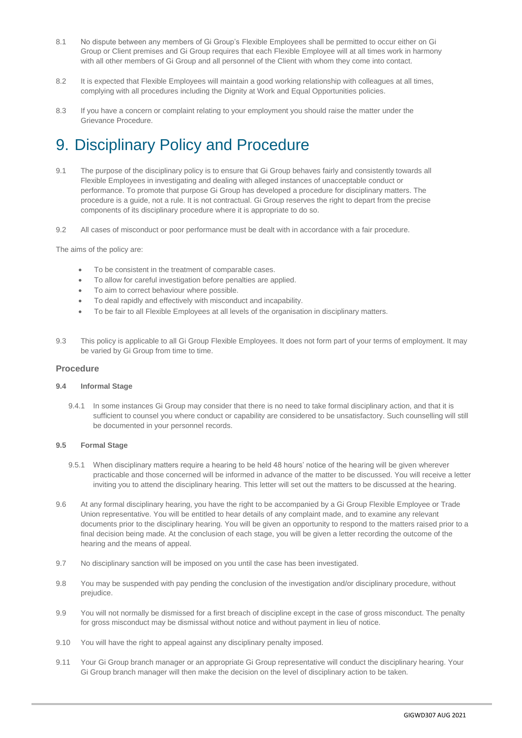8.1 No dispute between any members of Gi Group's Flexible Employees shall be permitted to occur either on Gi Group or Client premises and Gi Group requires that each Flexible Employee will at all times work in harmony with all other members of Gi Group and all personnel of the Client with whom they come into contact.

8.2 It is expected that Flexible Employees will maintain a good working relationship with colleagues at all times, complying with all procedures including the Dignity at Work and Equal Opportunities policies.

8.3 If you have a concern or complaint relating to your employment you should raise the matter under the Grievance Procedure.

# 9. Disciplinary Policy and Procedure

9.1 The purpose of the disciplinary policy is to ensure that Gi Group behaves fairly and consistently towards all Flexible Employees in investigating and dealing with alleged instances of unacceptable conduct or performance. To promote that purpose Gi Group has developed a procedure for disciplinary matters. The procedure is a guide, not a rule. It is not contractual. Gi Group reserves the right to depart from the precise components of its disciplinary procedure where it is appropriate to do so.

9.2 All cases of misconduct or poor performance must be dealt with in accordance with a fair procedure.

The aims of the policy are:

- To be consistent in the treatment of comparable cases.
- To allow for careful investigation before penalties are applied.
- To aim to correct behaviour where possible.
- To deal rapidly and effectively with misconduct and incapability.
- To be fair to all Flexible Employees at all levels of the organisation in disciplinary matters.

9.3 This policy is applicable to all Gi Group Flexible Employees. It does not form part of your terms of employment. It may be varied by Gi Group from time to time.

### Procedure

**9.4 Informal Stage**

9.4.1 In some instances Gi Group may consider that there is no need to take formal disciplinary action, and that it is sufficient to counsel you where conduct or capability are considered to be unsatisfactory. Such counselling will still be documented in your personnel records.

**9.5 Formal Stage**

9.5.1 When disciplinary matters require a hearing to be held 48 hours' notice of the hearing will be given wherever practicable and those concerned will be informed in advance of the matter to be discussed. You will receive a letter inviting you to attend the disciplinary hearing. This letter will set out the matters to be discussed at the hearing.

9.6 At any formal disciplinary hearing, you have the right to be accompanied by a Gi Group Flexible Employee or Trade Union representative. You will be entitled to hear details of any complaint made, and to examine any relevant documents prior to the disciplinary hearing. You will be given an opportunity to respond to the matters raised prior to a final decision being made. At the conclusion of each stage, you will be given a letter recording the outcome of the hearing and the means of appeal.

9.7 No disciplinary sanction will be imposed on you until the case has been investigated.

9.8 You may be suspended with pay pending the conclusion of the investigation and/or disciplinary procedure, without prejudice.

9.9 You will not normally be dismissed for a first breach of discipline except in the case of gross misconduct. The penalty for gross misconduct may be dismissal without notice and without payment in lieu of notice.

9.10 You will have the right to appeal against any disciplinary penalty imposed.

9.11 Your Gi Group branch manager or an appropriate Gi Group representative will conduct the disciplinary hearing. Your Gi Group branch manager will then make the decision on the level of disciplinary action to be taken.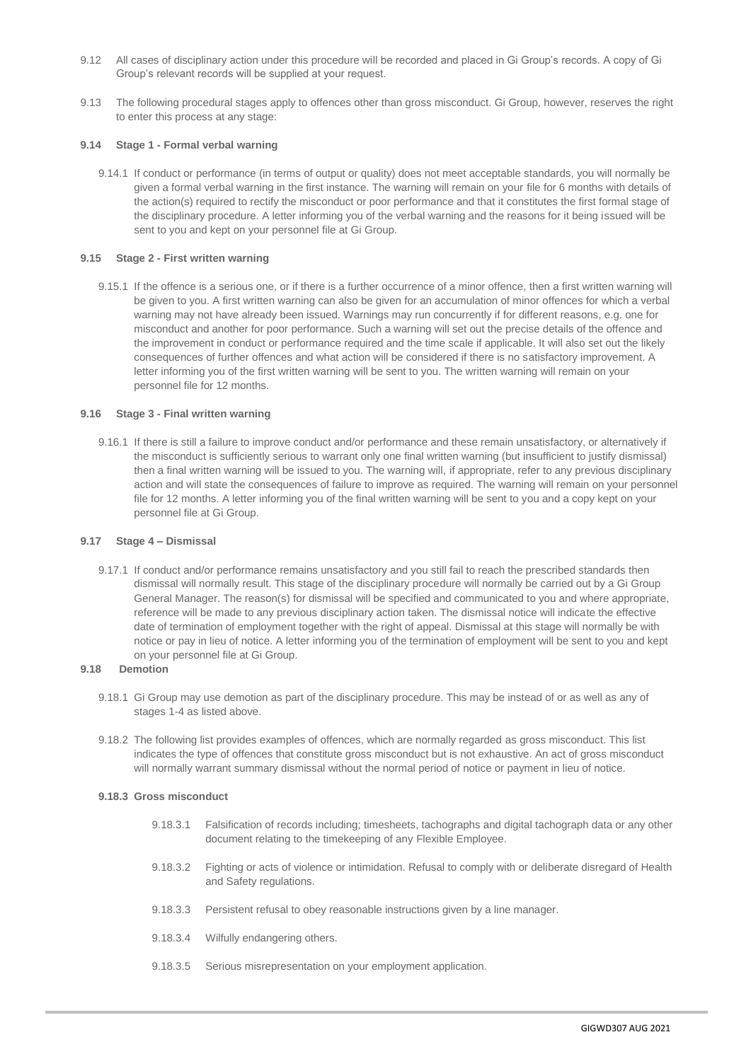9.12 All cases of disciplinary action under this procedure will be recorded and placed in Gi Group's records. A copy of Gi Group's relevant records will be supplied at your request.

9.13 The following procedural stages apply to offences other than gross misconduct. Gi Group, however, reserves the right to enter this process at any stage:

**9.14 Stage 1 - Formal verbal warning**

9.14.1 If conduct or performance (in terms of output or quality) does not meet acceptable standards, you will normally be given a formal verbal warning in the first instance. The warning will remain on your file for 6 months with details of the action(s) required to rectify the misconduct or poor performance and that it constitutes the first formal stage of the disciplinary procedure. A letter informing you of the verbal warning and the reasons for it being issued will be sent to you and kept on your personnel file at Gi Group.

**9.15 Stage 2 - First written warning**

9.15.1 If the offence is a serious one, or if there is a further occurrence of a minor offence, then a first written warning will be given to you. A first written warning can also be given for an accumulation of minor offences for which a verbal warning may not have already been issued. Warnings may run concurrently if for different reasons, e.g. one for misconduct and another for poor performance. Such a warning will set out the precise details of the offence and the improvement in conduct or performance required and the time scale if applicable. It will also set out the likely consequences of further offences and what action will be considered if there is no satisfactory improvement. A letter informing you of the first written warning will be sent to you. The written warning will remain on your personnel file for 12 months.

**9.16 Stage 3 - Final written warning**

9.16.1 If there is still a failure to improve conduct and/or performance and these remain unsatisfactory, or alternatively if the misconduct is sufficiently serious to warrant only one final written warning (but insufficient to justify dismissal) then a final written warning will be issued to you. The warning will, if appropriate, refer to any previous disciplinary action and will state the consequences of failure to improve as required. The warning will remain on your personnel file for 12 months. A letter informing you of the final written warning will be sent to you and a copy kept on your personnel file at Gi Group.

**9.17 Stage 4 – Dismissal**

9.17.1 If conduct and/or performance remains unsatisfactory and you still fail to reach the prescribed standards then dismissal will normally result. This stage of the disciplinary procedure will normally be carried out by a Gi Group General Manager. The reason(s) for dismissal will be specified and communicated to you and where appropriate, reference will be made to any previous disciplinary action taken. The dismissal notice will indicate the effective date of termination of employment together with the right of appeal. Dismissal at this stage will normally be with notice or pay in lieu of notice. A letter informing you of the termination of employment will be sent to you and kept on your personnel file at Gi Group.

**9.18 Demotion**

9.18.1 Gi Group may use demotion as part of the disciplinary procedure. This may be instead of or as well as any of stages 1-4 as listed above.

9.18.2 The following list provides examples of offences, which are normally regarded as gross misconduct. This list indicates the type of offences that constitute gross misconduct but is not exhaustive. An act of gross misconduct will normally warrant summary dismissal without the normal period of notice or payment in lieu of notice.

**9.18.3 Gross misconduct**

9.18.3.1 Falsification of records including; timesheets, tachographs and digital tachograph data or any other document relating to the timekeeping of any Flexible Employee.

9.18.3.2 Fighting or acts of violence or intimidation. Refusal to comply with or deliberate disregard of Health and Safety regulations.

9.18.3.3 Persistent refusal to obey reasonable instructions given by a line manager.

9.18.3.4 Wilfully endangering others.

9.18.3.5 Serious misrepresentation on your employment application.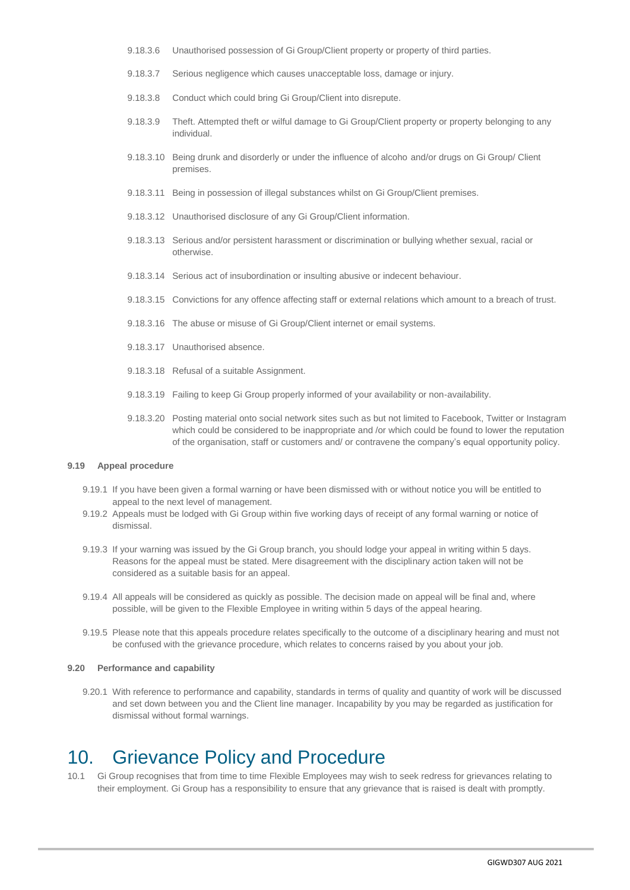9.18.3.6 Unauthorised possession of Gi Group/Client property or property of third parties.

9.18.3.7 Serious negligence which causes unacceptable loss, damage or injury.

9.18.3.8 Conduct which could bring Gi Group/Client into disrepute.

9.18.3.9 Theft. Attempted theft or wilful damage to Gi Group/Client property or property belonging to any individual.

9.18.3.10 Being drunk and disorderly or under the influence of alcoho and/or drugs on Gi Group/ Client premises.

9.18.3.11 Being in possession of illegal substances whilst on Gi Group/Client premises.

9.18.3.12 Unauthorised disclosure of any Gi Group/Client information.

9.18.3.13 Serious and/or persistent harassment or discrimination or bullying whether sexual, racial or otherwise.

9.18.3.14 Serious act of insubordination or insulting abusive or indecent behaviour.

9.18.3.15 Convictions for any offence affecting staff or external relations which amount to a breach of trust.

9.18.3.16 The abuse or misuse of Gi Group/Client internet or email systems.

9.18.3.17 Unauthorised absence.

9.18.3.18 Refusal of a suitable Assignment.

9.18.3.19 Failing to keep Gi Group properly informed of your availability or non-availability.

9.18.3.20 Posting material onto social network sites such as but not limited to Facebook, Twitter or Instagram which could be considered to be inappropriate and /or which could be found to lower the reputation of the organisation, staff or customers and/ or contravene the company's equal opportunity policy.

**9.19 Appeal procedure**

9.19.1 If you have been given a formal warning or have been dismissed with or without notice you will be entitled to appeal to the next level of management.

9.19.2 Appeals must be lodged with Gi Group within five working days of receipt of any formal warning or notice of dismissal.

9.19.3 If your warning was issued by the Gi Group branch, you should lodge your appeal in writing within 5 days. Reasons for the appeal must be stated. Mere disagreement with the disciplinary action taken will not be considered as a suitable basis for an appeal.

9.19.4 All appeals will be considered as quickly as possible. The decision made on appeal will be final and, where possible, will be given to the Flexible Employee in writing within 5 days of the appeal hearing.

9.19.5 Please note that this appeals procedure relates specifically to the outcome of a disciplinary hearing and must not be confused with the grievance procedure, which relates to concerns raised by you about your job.

**9.20 Performance and capability**

9.20.1 With reference to performance and capability, standards in terms of quality and quantity of work will be discussed and set down between you and the Client line manager. Incapability by you may be regarded as justification for dismissal without formal warnings.

# 10. Grievance Policy and Procedure

10.1 Gi Group recognises that from time to time Flexible Employees may wish to seek redress for grievances relating to their employment. Gi Group has a responsibility to ensure that any grievance that is raised is dealt with promptly.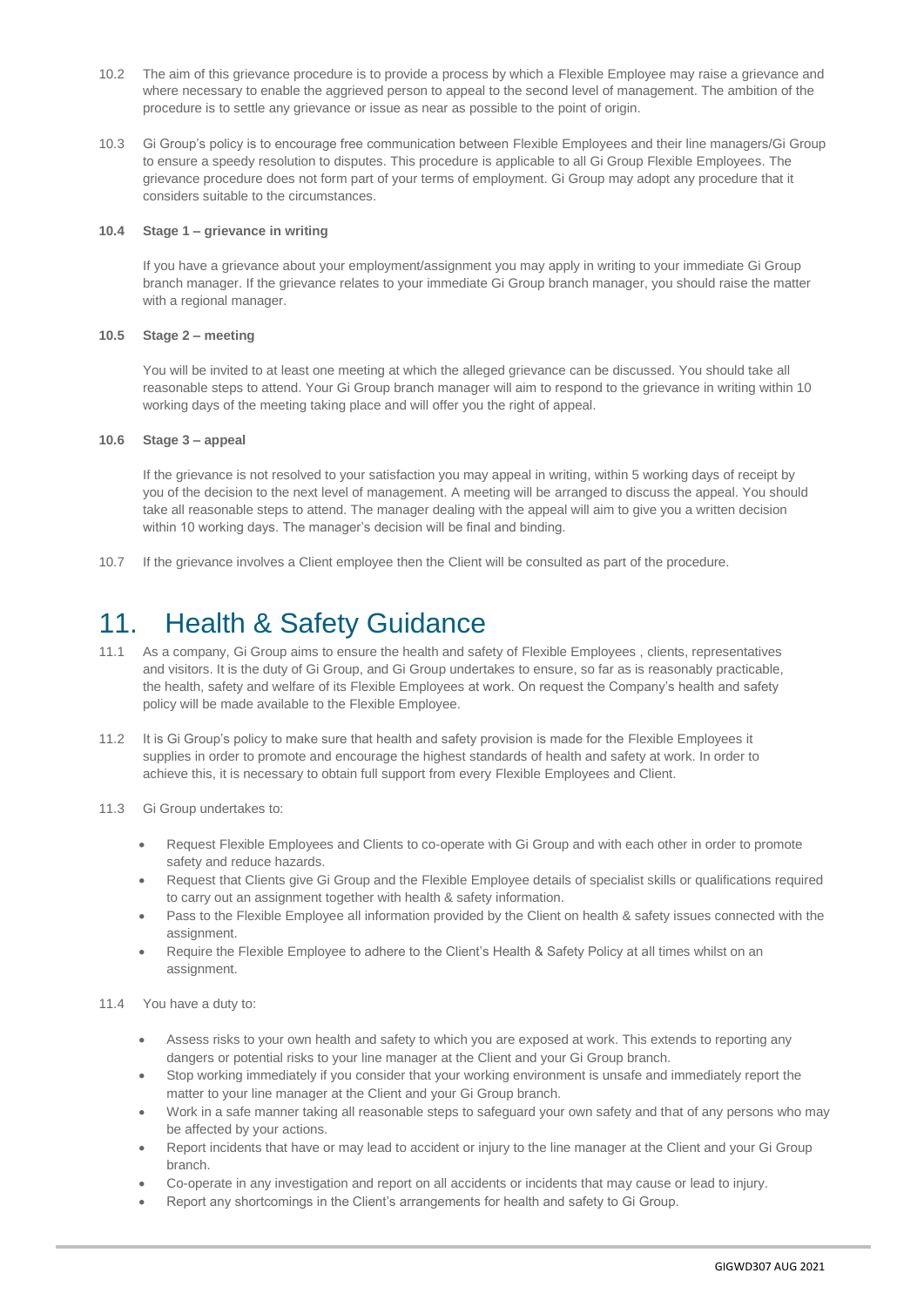10.2 The aim of this grievance procedure is to provide a process by which a Flexible Employee may raise a grievance and where necessary to enable the aggrieved person to appeal to the second level of management. The ambition of the procedure is to settle any grievance or issue as near as possible to the point of origin.

10.3 Gi Group's policy is to encourage free communication between Flexible Employees and their line managers/Gi Group to ensure a speedy resolution to disputes. This procedure is applicable to all Gi Group Flexible Employees. The grievance procedure does not form part of your terms of employment. Gi Group may adopt any procedure that it considers suitable to the circumstances.

**10.4 Stage 1 – grievance in writing**

If you have a grievance about your employment/assignment you may apply in writing to your immediate Gi Group branch manager. If the grievance relates to your immediate Gi Group branch manager, you should raise the matter with a regional manager.

**10.5 Stage 2 – meeting**

You will be invited to at least one meeting at which the alleged grievance can be discussed. You should take all reasonable steps to attend. Your Gi Group branch manager will aim to respond to the grievance in writing within 10 working days of the meeting taking place and will offer you the right of appeal.

**10.6 Stage 3 – appeal**

If the grievance is not resolved to your satisfaction you may appeal in writing, within 5 working days of receipt by you of the decision to the next level of management. A meeting will be arranged to discuss the appeal. You should take all reasonable steps to attend. The manager dealing with the appeal will aim to give you a written decision within 10 working days. The manager's decision will be final and binding.

10.7 If the grievance involves a Client employee then the Client will be consulted as part of the procedure.

# 11. Health & Safety Guidance

11.1 As a company, Gi Group aims to ensure the health and safety of Flexible Employees , clients, representatives and visitors. It is the duty of Gi Group, and Gi Group undertakes to ensure, so far as is reasonably practicable, the health, safety and welfare of its Flexible Employees at work. On request the Company's health and safety policy will be made available to the Flexible Employee.

11.2 It is Gi Group's policy to make sure that health and safety provision is made for the Flexible Employees it supplies in order to promote and encourage the highest standards of health and safety at work. In order to achieve this, it is necessary to obtain full support from every Flexible Employees and Client.

11.3 Gi Group undertakes to:

- Request Flexible Employees and Clients to co-operate with Gi Group and with each other in order to promote safety and reduce hazards.
- Request that Clients give Gi Group and the Flexible Employee details of specialist skills or qualifications required to carry out an assignment together with health & safety information.
- Pass to the Flexible Employee all information provided by the Client on health & safety issues connected with the assignment.
- Require the Flexible Employee to adhere to the Client's Health & Safety Policy at all times whilst on an assignment.

11.4 You have a duty to:

- Assess risks to your own health and safety to which you are exposed at work. This extends to reporting any dangers or potential risks to your line manager at the Client and your Gi Group branch.
- Stop working immediately if you consider that your working environment is unsafe and immediately report the matter to your line manager at the Client and your Gi Group branch.
- Work in a safe manner taking all reasonable steps to safeguard your own safety and that of any persons who may be affected by your actions.
- Report incidents that have or may lead to accident or injury to the line manager at the Client and your Gi Group branch.
- Co-operate in any investigation and report on all accidents or incidents that may cause or lead to injury.
- Report any shortcomings in the Client's arrangements for health and safety to Gi Group.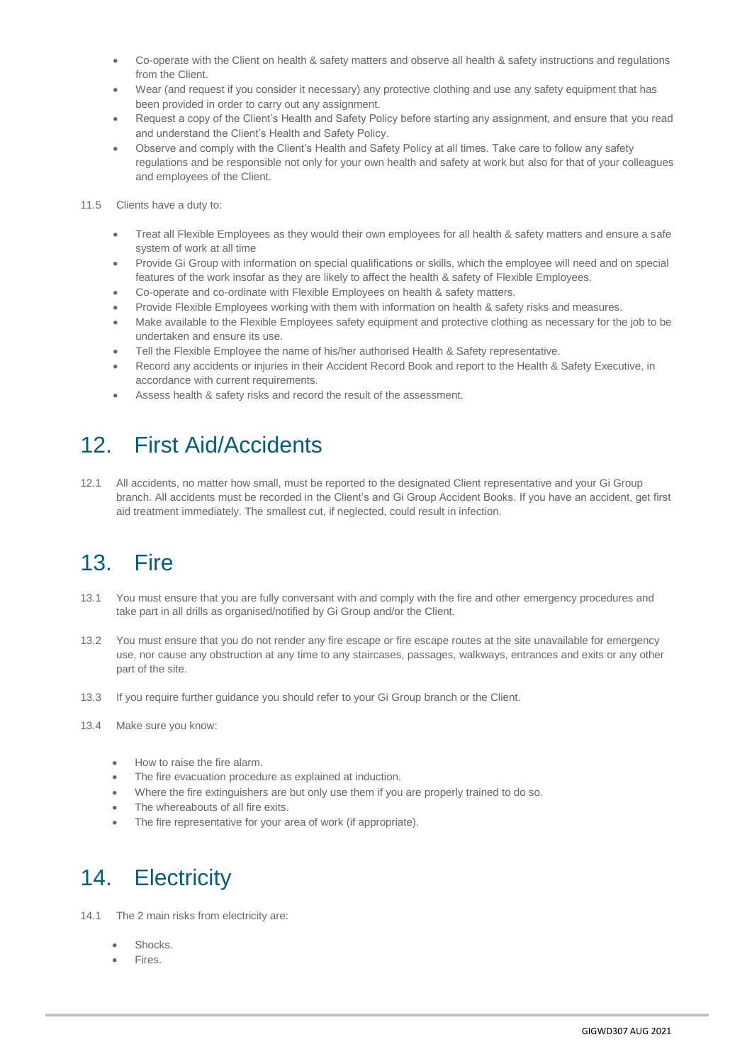- Co-operate with the Client on health & safety matters and observe all health & safety instructions and regulations from the Client.
- Wear (and request if you consider it necessary) any protective clothing and use any safety equipment that has been provided in order to carry out any assignment.
- Request a copy of the Client's Health and Safety Policy before starting any assignment, and ensure that you read and understand the Client's Health and Safety Policy.
- Observe and comply with the Client's Health and Safety Policy at all times. Take care to follow any safety regulations and be responsible not only for your own health and safety at work but also for that of your colleagues and employees of the Client.

11.5 Clients have a duty to:

- Treat all Flexible Employees as they would their own employees for all health & safety matters and ensure a safe system of work at all time
- Provide Gi Group with information on special qualifications or skills, which the employee will need and on special features of the work insofar as they are likely to affect the health & safety of Flexible Employees.
- Co-operate and co-ordinate with Flexible Employees on health & safety matters.
- Provide Flexible Employees working with them with information on health & safety risks and measures.
- Make available to the Flexible Employees safety equipment and protective clothing as necessary for the job to be undertaken and ensure its use.
- Tell the Flexible Employee the name of his/her authorised Health & Safety representative.
- Record any accidents or injuries in their Accident Record Book and report to the Health & Safety Executive, in accordance with current requirements.
- Assess health & safety risks and record the result of the assessment.

# 12. First Aid/Accidents

12.1 All accidents, no matter how small, must be reported to the designated Client representative and your Gi Group branch. All accidents must be recorded in the Client's and Gi Group Accident Books. If you have an accident, get first aid treatment immediately. The smallest cut, if neglected, could result in infection.

# 13. Fire

13.1 You must ensure that you are fully conversant with and comply with the fire and other emergency procedures and take part in all drills as organised/notified by Gi Group and/or the Client.

13.2 You must ensure that you do not render any fire escape or fire escape routes at the site unavailable for emergency use, nor cause any obstruction at any time to any staircases, passages, walkways, entrances and exits or any other part of the site.

13.3 If you require further guidance you should refer to your Gi Group branch or the Client.

13.4 Make sure you know:

- How to raise the fire alarm.
- The fire evacuation procedure as explained at induction.
- Where the fire extinguishers are but only use them if you are properly trained to do so.
- The whereabouts of all fire exits.
- The fire representative for your area of work (if appropriate).

# 14. Electricity

14.1 The 2 main risks from electricity are:

- Shocks.
- Fires.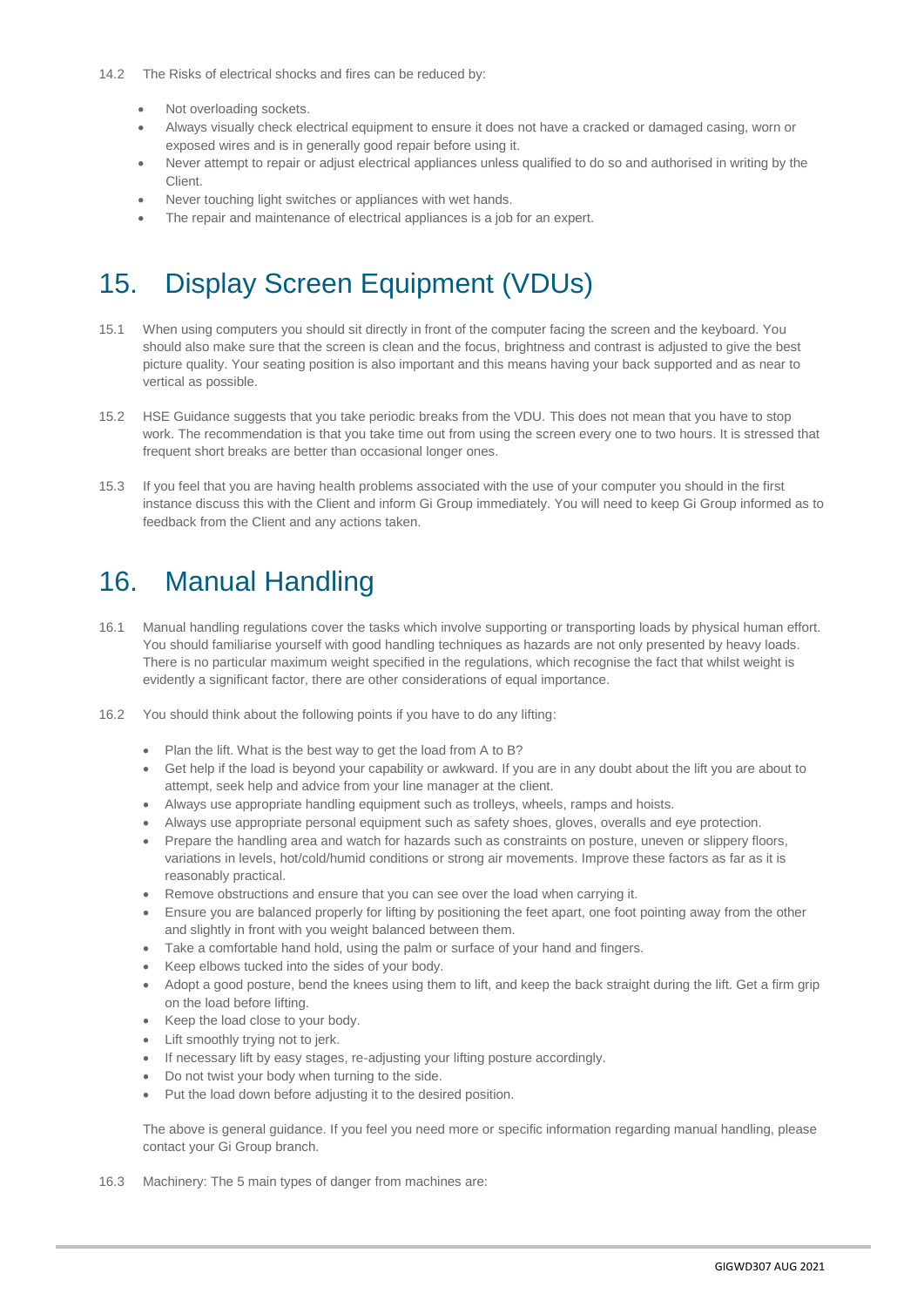14.2 The Risks of electrical shocks and fires can be reduced by:

- Not overloading sockets.
- Always visually check electrical equipment to ensure it does not have a cracked or damaged casing, worn or exposed wires and is in generally good repair before using it.
- Never attempt to repair or adjust electrical appliances unless qualified to do so and authorised in writing by the Client.
- Never touching light switches or appliances with wet hands.
- The repair and maintenance of electrical appliances is a job for an expert.

# 15. Display Screen Equipment (VDUs)

15.1 When using computers you should sit directly in front of the computer facing the screen and the keyboard. You should also make sure that the screen is clean and the focus, brightness and contrast is adjusted to give the best picture quality. Your seating position is also important and this means having your back supported and as near to vertical as possible.

15.2 HSE Guidance suggests that you take periodic breaks from the VDU. This does not mean that you have to stop work. The recommendation is that you take time out from using the screen every one to two hours. It is stressed that frequent short breaks are better than occasional longer ones.

15.3 If you feel that you are having health problems associated with the use of your computer you should in the first instance discuss this with the Client and inform Gi Group immediately. You will need to keep Gi Group informed as to feedback from the Client and any actions taken.

# 16. Manual Handling

16.1 Manual handling regulations cover the tasks which involve supporting or transporting loads by physical human effort. You should familiarise yourself with good handling techniques as hazards are not only presented by heavy loads. There is no particular maximum weight specified in the regulations, which recognise the fact that whilst weight is evidently a significant factor, there are other considerations of equal importance.

16.2 You should think about the following points if you have to do any lifting:

- Plan the lift. What is the best way to get the load from A to B?
- Get help if the load is beyond your capability or awkward. If you are in any doubt about the lift you are about to attempt, seek help and advice from your line manager at the client.
- Always use appropriate handling equipment such as trolleys, wheels, ramps and hoists.
- Always use appropriate personal equipment such as safety shoes, gloves, overalls and eye protection.
- Prepare the handling area and watch for hazards such as constraints on posture, uneven or slippery floors, variations in levels, hot/cold/humid conditions or strong air movements. Improve these factors as far as it is reasonably practical.
- Remove obstructions and ensure that you can see over the load when carrying it.
- Ensure you are balanced properly for lifting by positioning the feet apart, one foot pointing away from the other and slightly in front with you weight balanced between them.
- Take a comfortable hand hold, using the palm or surface of your hand and fingers.
- Keep elbows tucked into the sides of your body.
- Adopt a good posture, bend the knees using them to lift, and keep the back straight during the lift. Get a firm grip on the load before lifting.
- Keep the load close to your body.
- Lift smoothly trying not to jerk.
- If necessary lift by easy stages, re-adjusting your lifting posture accordingly.
- Do not twist your body when turning to the side.
- Put the load down before adjusting it to the desired position.

The above is general guidance. If you feel you need more or specific information regarding manual handling, please contact your Gi Group branch.

16.3 Machinery: The 5 main types of danger from machines are: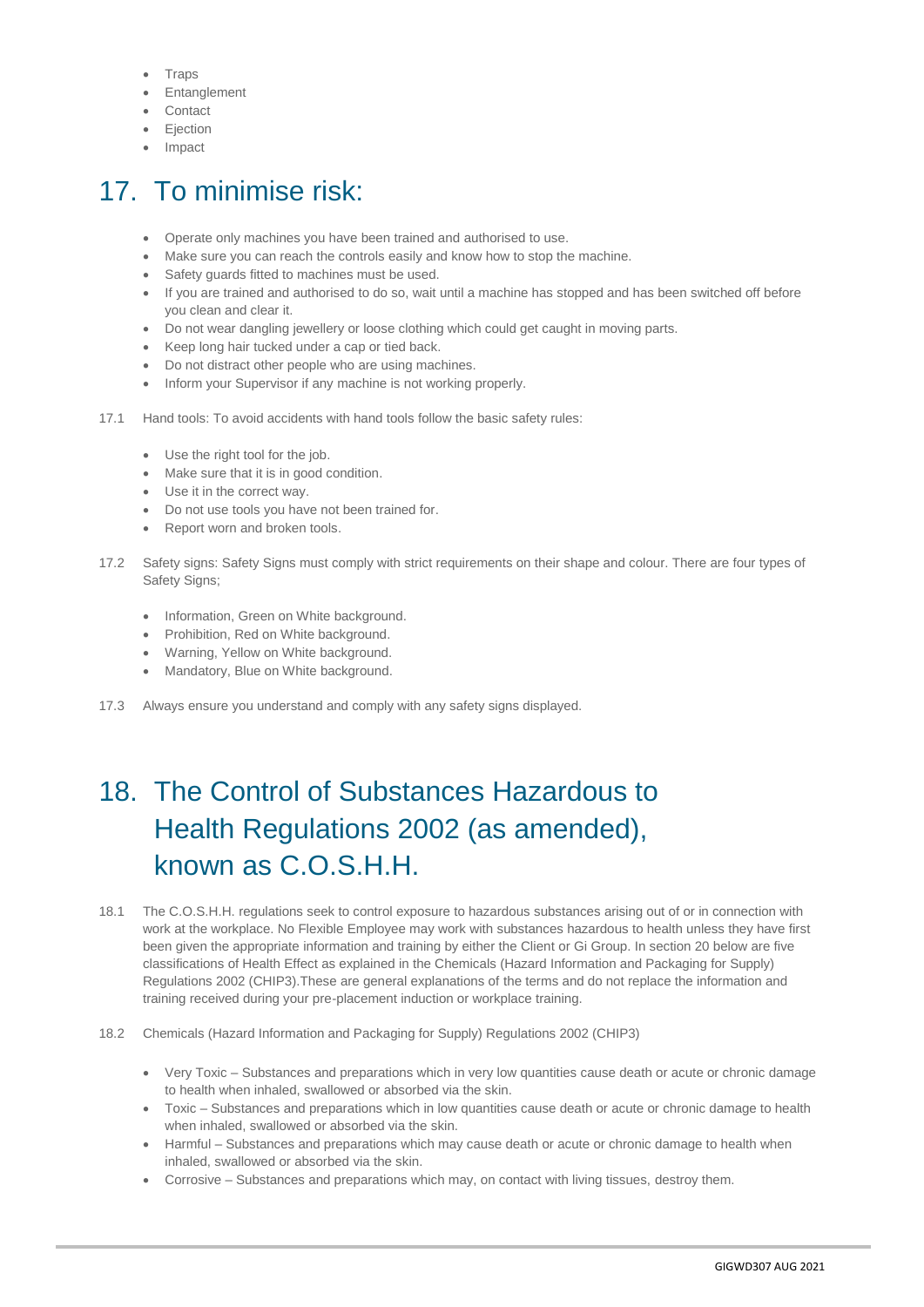- Traps
- Entanglement
- Contact
- Ejection
- Impact

# 17. To minimise risk:

- Operate only machines you have been trained and authorised to use.
- Make sure you can reach the controls easily and know how to stop the machine.
- Safety guards fitted to machines must be used.
- If you are trained and authorised to do so, wait until a machine has stopped and has been switched off before you clean and clear it.
- Do not wear dangling jewellery or loose clothing which could get caught in moving parts.
- Keep long hair tucked under a cap or tied back.
- Do not distract other people who are using machines.
- Inform your Supervisor if any machine is not working properly.

17.1 Hand tools: To avoid accidents with hand tools follow the basic safety rules:

- Use the right tool for the job.
- Make sure that it is in good condition.
- Use it in the correct way.
- Do not use tools you have not been trained for.
- Report worn and broken tools.

17.2 Safety signs: Safety Signs must comply with strict requirements on their shape and colour. There are four types of Safety Signs;

- Information, Green on White background.
- Prohibition, Red on White background.
- Warning, Yellow on White background.
- Mandatory, Blue on White background.

17.3 Always ensure you understand and comply with any safety signs displayed.

# 18. The Control of Substances Hazardous to Health Regulations 2002 (as amended), known as C.O.S.H.H.

18.1 The C.O.S.H.H. regulations seek to control exposure to hazardous substances arising out of or in connection with work at the workplace. No Flexible Employee may work with substances hazardous to health unless they have first been given the appropriate information and training by either the Client or Gi Group. In section 20 below are five classifications of Health Effect as explained in the Chemicals (Hazard Information and Packaging for Supply) Regulations 2002 (CHIP3).These are general explanations of the terms and do not replace the information and training received during your pre-placement induction or workplace training.

18.2 Chemicals (Hazard Information and Packaging for Supply) Regulations 2002 (CHIP3)

- Very Toxic – Substances and preparations which in very low quantities cause death or acute or chronic damage to health when inhaled, swallowed or absorbed via the skin.
- Toxic – Substances and preparations which in low quantities cause death or acute or chronic damage to health when inhaled, swallowed or absorbed via the skin.
- Harmful – Substances and preparations which may cause death or acute or chronic damage to health when inhaled, swallowed or absorbed via the skin.
- Corrosive – Substances and preparations which may, on contact with living tissues, destroy them.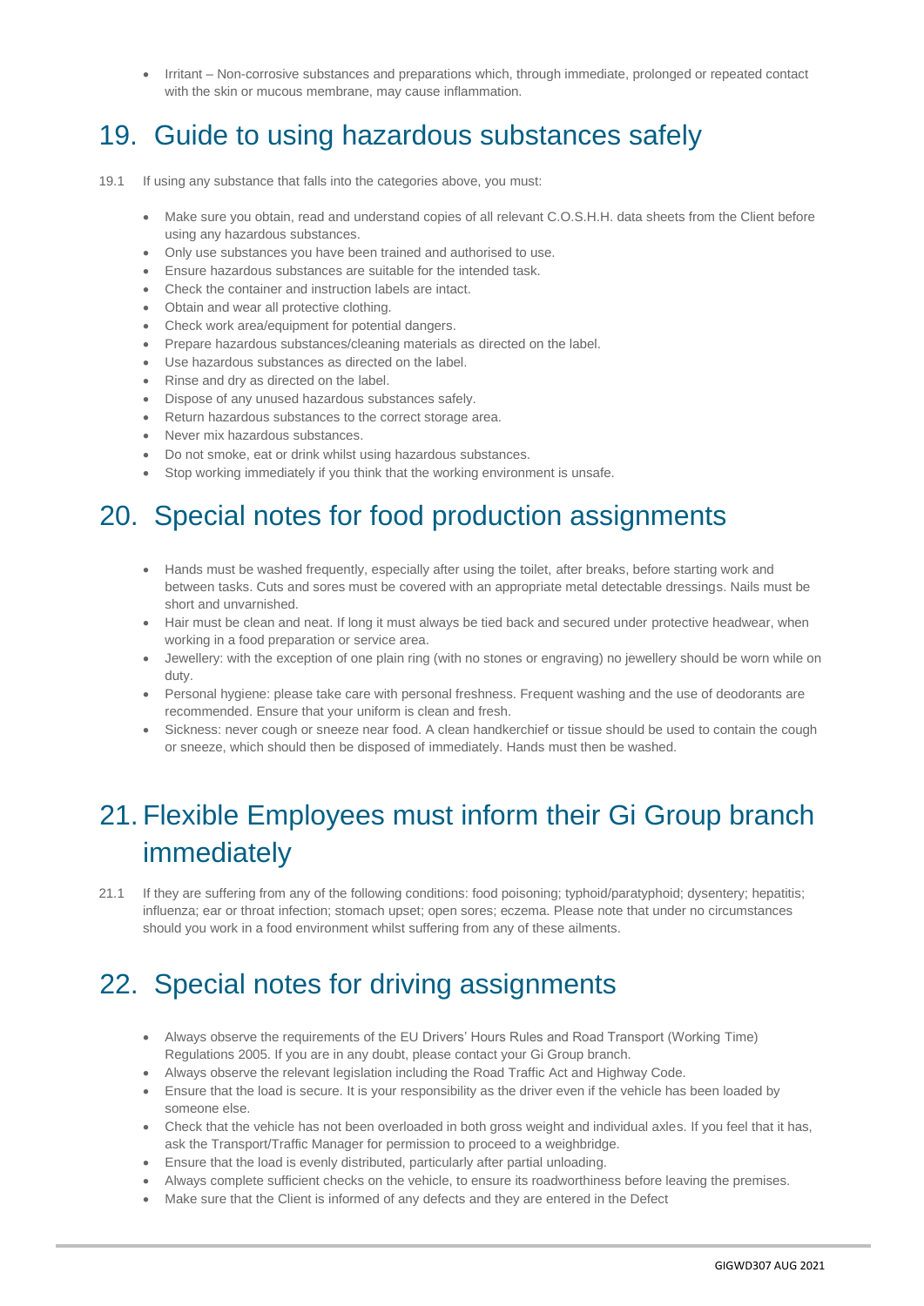- Irritant – Non-corrosive substances and preparations which, through immediate, prolonged or repeated contact with the skin or mucous membrane, may cause inflammation.

## 19. Guide to using hazardous substances safely

19.1 If using any substance that falls into the categories above, you must:

- Make sure you obtain, read and understand copies of all relevant C.O.S.H.H. data sheets from the Client before using any hazardous substances.
- Only use substances you have been trained and authorised to use.
- Ensure hazardous substances are suitable for the intended task.
- Check the container and instruction labels are intact.
- Obtain and wear all protective clothing.
- Check work area/equipment for potential dangers.
- Prepare hazardous substances/cleaning materials as directed on the label.
- Use hazardous substances as directed on the label.
- Rinse and dry as directed on the label.
- Dispose of any unused hazardous substances safely.
- Return hazardous substances to the correct storage area.
- Never mix hazardous substances.
- Do not smoke, eat or drink whilst using hazardous substances.
- Stop working immediately if you think that the working environment is unsafe.

## 20. Special notes for food production assignments

- Hands must be washed frequently, especially after using the toilet, after breaks, before starting work and between tasks. Cuts and sores must be covered with an appropriate metal detectable dressings. Nails must be short and unvarnished.
- Hair must be clean and neat. If long it must always be tied back and secured under protective headwear, when working in a food preparation or service area.
- Jewellery: with the exception of one plain ring (with no stones or engraving) no jewellery should be worn while on duty.
- Personal hygiene: please take care with personal freshness. Frequent washing and the use of deodorants are recommended. Ensure that your uniform is clean and fresh.
- Sickness: never cough or sneeze near food. A clean handkerchief or tissue should be used to contain the cough or sneeze, which should then be disposed of immediately. Hands must then be washed.

## 21. Flexible Employees must inform their Gi Group branch immediately

21.1 If they are suffering from any of the following conditions: food poisoning; typhoid/paratyphoid; dysentery; hepatitis; influenza; ear or throat infection; stomach upset; open sores; eczema. Please note that under no circumstances should you work in a food environment whilst suffering from any of these ailments.

## 22. Special notes for driving assignments

- Always observe the requirements of the EU Drivers' Hours Rules and Road Transport (Working Time) Regulations 2005. If you are in any doubt, please contact your Gi Group branch.
- Always observe the relevant legislation including the Road Traffic Act and Highway Code.
- Ensure that the load is secure. It is your responsibility as the driver even if the vehicle has been loaded by someone else.
- Check that the vehicle has not been overloaded in both gross weight and individual axles. If you feel that it has, ask the Transport/Traffic Manager for permission to proceed to a weighbridge.
- Ensure that the load is evenly distributed, particularly after partial unloading.
- Always complete sufficient checks on the vehicle, to ensure its roadworthiness before leaving the premises.
- Make sure that the Client is informed of any defects and they are entered in the Defect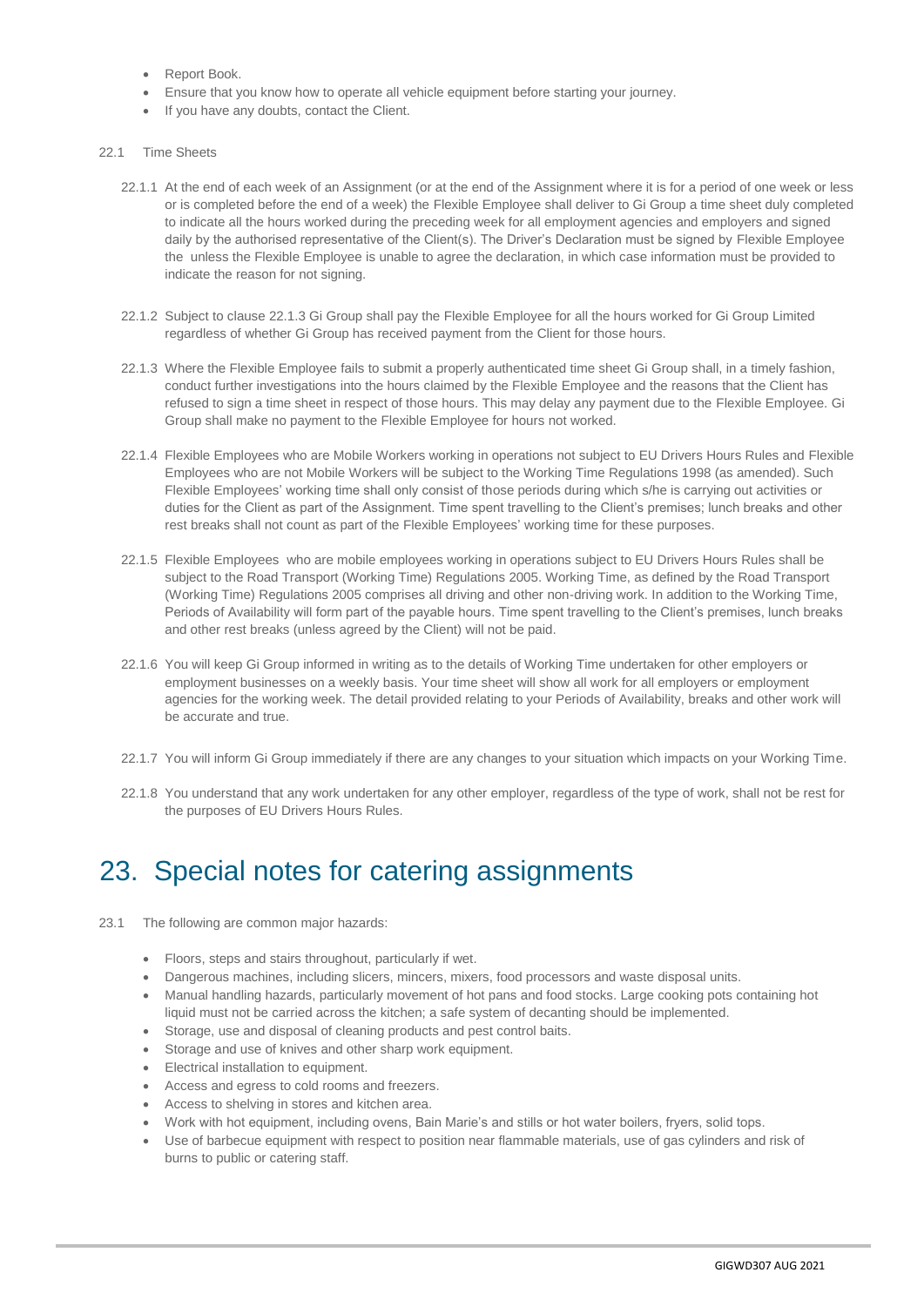- Report Book.
- Ensure that you know how to operate all vehicle equipment before starting your journey.
- If you have any doubts, contact the Client.

22.1 Time Sheets

22.1.1 At the end of each week of an Assignment (or at the end of the Assignment where it is for a period of one week or less or is completed before the end of a week) the Flexible Employee shall deliver to Gi Group a time sheet duly completed to indicate all the hours worked during the preceding week for all employment agencies and employers and signed daily by the authorised representative of the Client(s). The Driver's Declaration must be signed by Flexible Employee the unless the Flexible Employee is unable to agree the declaration, in which case information must be provided to indicate the reason for not signing.

22.1.2 Subject to clause 22.1.3 Gi Group shall pay the Flexible Employee for all the hours worked for Gi Group Limited regardless of whether Gi Group has received payment from the Client for those hours.

22.1.3 Where the Flexible Employee fails to submit a properly authenticated time sheet Gi Group shall, in a timely fashion, conduct further investigations into the hours claimed by the Flexible Employee and the reasons that the Client has refused to sign a time sheet in respect of those hours. This may delay any payment due to the Flexible Employee. Gi Group shall make no payment to the Flexible Employee for hours not worked.

22.1.4 Flexible Employees who are Mobile Workers working in operations not subject to EU Drivers Hours Rules and Flexible Employees who are not Mobile Workers will be subject to the Working Time Regulations 1998 (as amended). Such Flexible Employees' working time shall only consist of those periods during which s/he is carrying out activities or duties for the Client as part of the Assignment. Time spent travelling to the Client's premises; lunch breaks and other rest breaks shall not count as part of the Flexible Employees' working time for these purposes.

22.1.5 Flexible Employees who are mobile employees working in operations subject to EU Drivers Hours Rules shall be subject to the Road Transport (Working Time) Regulations 2005. Working Time, as defined by the Road Transport (Working Time) Regulations 2005 comprises all driving and other non-driving work. In addition to the Working Time, Periods of Availability will form part of the payable hours. Time spent travelling to the Client's premises, lunch breaks and other rest breaks (unless agreed by the Client) will not be paid.

22.1.6 You will keep Gi Group informed in writing as to the details of Working Time undertaken for other employers or employment businesses on a weekly basis. Your time sheet will show all work for all employers or employment agencies for the working week. The detail provided relating to your Periods of Availability, breaks and other work will be accurate and true.

22.1.7 You will inform Gi Group immediately if there are any changes to your situation which impacts on your Working Time.

22.1.8 You understand that any work undertaken for any other employer, regardless of the type of work, shall not be rest for the purposes of EU Drivers Hours Rules.

# 23. Special notes for catering assignments

23.1 The following are common major hazards:

- Floors, steps and stairs throughout, particularly if wet.
- Dangerous machines, including slicers, mincers, mixers, food processors and waste disposal units.
- Manual handling hazards, particularly movement of hot pans and food stocks. Large cooking pots containing hot liquid must not be carried across the kitchen; a safe system of decanting should be implemented.
- Storage, use and disposal of cleaning products and pest control baits.
- Storage and use of knives and other sharp work equipment.
- Electrical installation to equipment.
- Access and egress to cold rooms and freezers.
- Access to shelving in stores and kitchen area.
- Work with hot equipment, including ovens, Bain Marie's and stills or hot water boilers, fryers, solid tops.
- Use of barbecue equipment with respect to position near flammable materials, use of gas cylinders and risk of burns to public or catering staff.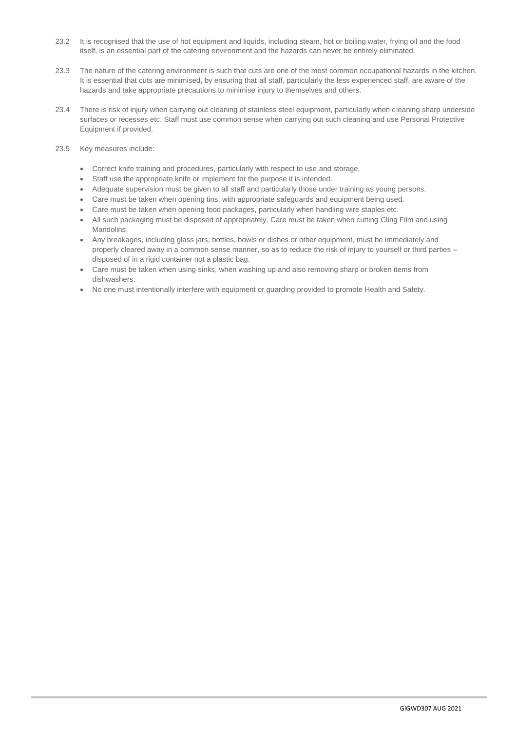23.2 It is recognised that the use of hot equipment and liquids, including steam, hot or boiling water, frying oil and the food itself, is an essential part of the catering environment and the hazards can never be entirely eliminated.

23.3 The nature of the catering environment is such that cuts are one of the most common occupational hazards in the kitchen. It is essential that cuts are minimised, by ensuring that all staff, particularly the less experienced staff, are aware of the hazards and take appropriate precautions to minimise injury to themselves and others.

23.4 There is risk of injury when carrying out cleaning of stainless steel equipment, particularly when cleaning sharp underside surfaces or recesses etc. Staff must use common sense when carrying out such cleaning and use Personal Protective Equipment if provided.

23.5 Key measures include:

- Correct knife training and procedures, particularly with respect to use and storage.
- Staff use the appropriate knife or implement for the purpose it is intended.
- Adequate supervision must be given to all staff and particularly those under training as young persons.
- Care must be taken when opening tins, with appropriate safeguards and equipment being used.
- Care must be taken when opening food packages, particularly when handling wire staples etc.
- All such packaging must be disposed of appropriately. Care must be taken when cutting Cling Film and using Mandolins.
- Any breakages, including glass jars, bottles, bowls or dishes or other equipment, must be immediately and properly cleared away in a common sense manner, so as to reduce the risk of injury to yourself or third parties – disposed of in a rigid container not a plastic bag.
- Care must be taken when using sinks, when washing up and also removing sharp or broken items from dishwashers.
- No one must intentionally interfere with equipment or guarding provided to promote Health and Safety.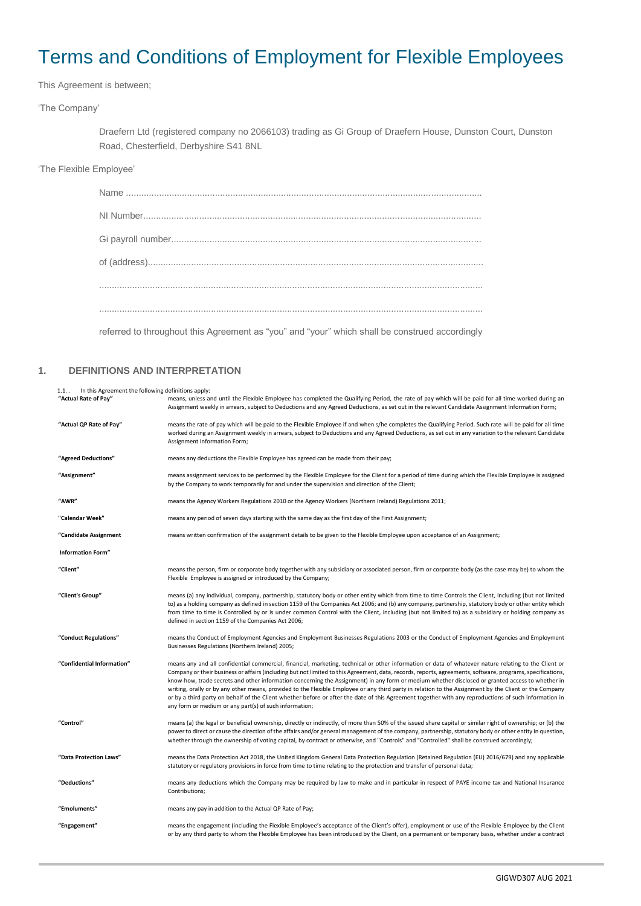# Terms and Conditions of Employment for Flexible Employees

This Agreement is between;

'The Company'

Draefern Ltd (registered company no 2066103) trading as Gi Group of Draefern House, Dunston Court, Dunston Road, Chesterfield, Derbyshire S41 8NL

'The Flexible Employee'

Name ..............................................................................................................................................

NI Number.......................................................................................................................................

Gi payroll number............................................................................................................................

of (address)......................................................................................................................................

.........................................................................................................................................................

.........................................................................................................................................................

referred to throughout this Agreement as "you" and "your" which shall be construed accordingly

## 1. DEFINITIONS AND INTERPRETATION

1.1.. In this Agreement the following definitions apply:

| | |
|---|---|
| **"Actual Rate of Pay"** | means, unless and until the Flexible Employee has completed the Qualifying Period, the rate of pay which will be paid for all time worked during an Assignment weekly in arrears, subject to Deductions and any Agreed Deductions, as set out in the relevant Candidate Assignment Information Form; |
| **"Actual QP Rate of Pay"** | means the rate of pay which will be paid to the Flexible Employee if and when s/he completes the Qualifying Period. Such rate will be paid for all time worked during an Assignment weekly in arrears, subject to Deductions and any Agreed Deductions, as set out in any variation to the relevant Candidate Assignment Information Form; |
| **"Agreed Deductions"** | means any deductions the Flexible Employee has agreed can be made from their pay; |
| **"Assignment"** | means assignment services to be performed by the Flexible Employee for the Client for a period of time during which the Flexible Employee is assigned by the Company to work temporarily for and under the supervision and direction of the Client; |
| **"AWR"** | means the Agency Workers Regulations 2010 or the Agency Workers (Northern Ireland) Regulations 2011; |
| **"Calendar Week"** | means any period of seven days starting with the same day as the first day of the First Assignment; |
| **"Candidate Assignment Information Form"** | means written confirmation of the assignment details to be given to the Flexible Employee upon acceptance of an Assignment; |
| **"Client"** | means the person, firm or corporate body together with any subsidiary or associated person, firm or corporate body (as the case may be) to whom the Flexible Employee is assigned or introduced by the Company; |
| **"Client's Group"** | means (a) any individual, company, partnership, statutory body or other entity which from time to time Controls the Client, including (but not limited to) as a holding company as defined in section 1159 of the Companies Act 2006; and (b) any company, partnership, statutory body or other entity which from time to time is Controlled by or is under common Control with the Client, including (but not limited to) as a subsidiary or holding company as defined in section 1159 of the Companies Act 2006; |
| **"Conduct Regulations"** | means the Conduct of Employment Agencies and Employment Businesses Regulations 2003 or the Conduct of Employment Agencies and Employment Businesses Regulations (Northern Ireland) 2005; |
| **"Confidential Information"** | means any and all confidential commercial, financial, marketing, technical or other information or data of whatever nature relating to the Client or Company or their business or affairs (including but not limited to this Agreement, data, records, reports, agreements, software, programs, specifications, know-how, trade secrets and other information concerning the Assignment) in any form or medium whether disclosed or granted access to whether in writing, orally or by any other means, provided to the Flexible Employee or any third party in relation to the Assignment by the Client or the Company or by a third party on behalf of the Client whether before or after the date of this Agreement together with any reproductions of such information in any form or medium or any part(s) of such information; |
| **"Control"** | means (a) the legal or beneficial ownership, directly or indirectly, of more than 50% of the issued share capital or similar right of ownership; or (b) the power to direct or cause the direction of the affairs and/or general management of the company, partnership, statutory body or other entity in question, whether through the ownership of voting capital, by contract or otherwise, and "Controls" and "Controlled" shall be construed accordingly; |
| **"Data Protection Laws"** | means the Data Protection Act 2018, the United Kingdom General Data Protection Regulation (Retained Regulation (EU) 2016/679) and any applicable statutory or regulatory provisions in force from time to time relating to the protection and transfer of personal data; |
| **"Deductions"** | means any deductions which the Company may be required by law to make and in particular in respect of PAYE income tax and National Insurance Contributions; |
| **"Emoluments"** | means any pay in addition to the Actual QP Rate of Pay; |
| **"Engagement"** | means the engagement (including the Flexible Employee's acceptance of the Client's offer), employment or use of the Flexible Employee by the Client or by any third party to whom the Flexible Employee has been introduced by the Client, on a permanent or temporary basis, whether under a contract |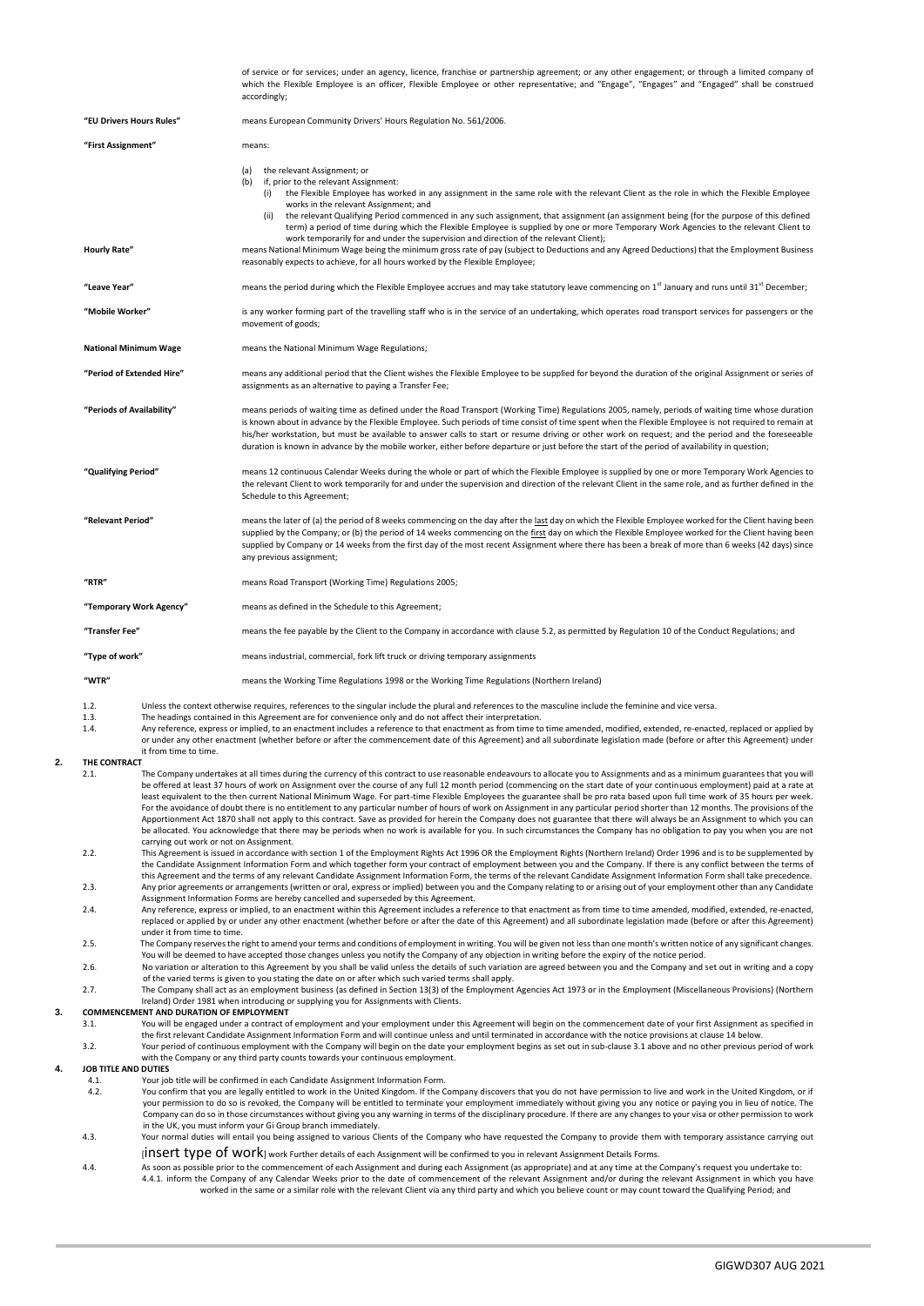of service or for services; under an agency, licence, franchise or partnership agreement; or any other engagement; or through a limited company of which the Flexible Employee is an officer, Flexible Employee or other representative; and "Engage", "Engages" and "Engaged" shall be construed accordingly;

| | |
|---|---|
| **"EU Drivers Hours Rules"** | means European Community Drivers' Hours Regulation No. 561/2006. |
| **"First Assignment"** | means:<br>(a) the relevant Assignment; or<br>(b) if, prior to the relevant Assignment:<br>(i) the Flexible Employee has worked in any assignment in the same role with the relevant Client as the role in which the Flexible Employee works in the relevant Assignment; and<br>(ii) the relevant Qualifying Period commenced in any such assignment, that assignment (an assignment being (for the purpose of this defined term) a period of time during which the Flexible Employee is supplied by one or more Temporary Work Agencies to the relevant Client to work temporarily for and under the supervision and direction of the relevant Client); |
| **Hourly Rate"** | means National Minimum Wage being the minimum gross rate of pay (subject to Deductions and any Agreed Deductions) that the Employment Business reasonably expects to achieve, for all hours worked by the Flexible Employee; |
| **"Leave Year"** | means the period during which the Flexible Employee accrues and may take statutory leave commencing on 1st January and runs until 31st December; |
| **"Mobile Worker"** | is any worker forming part of the travelling staff who is in the service of an undertaking, which operates road transport services for passengers or the movement of goods; |
| **National Minimum Wage** | means the National Minimum Wage Regulations; |
| **"Period of Extended Hire"** | means any additional period that the Client wishes the Flexible Employee to be supplied for beyond the duration of the original Assignment or series of assignments as an alternative to paying a Transfer Fee; |
| **"Periods of Availability"** | means periods of waiting time as defined under the Road Transport (Working Time) Regulations 2005, namely, periods of waiting time whose duration is known about in advance by the Flexible Employee. Such periods of time consist of time spent when the Flexible Employee is not required to remain at his/her workstation, but must be available to answer calls to start or resume driving or other work on request; and the period and the foreseeable duration is known in advance by the mobile worker, either before departure or just before the start of the period of availability in question; |
| **"Qualifying Period"** | means 12 continuous Calendar Weeks during the whole or part of which the Flexible Employee is supplied by one or more Temporary Work Agencies to the relevant Client to work temporarily for and under the supervision and direction of the relevant Client in the same role, and as further defined in the Schedule to this Agreement; |
| **"Relevant Period"** | means the later of (a) the period of 8 weeks commencing on the day after the last day on which the Flexible Employee worked for the Client having been supplied by the Company; or (b) the period of 14 weeks commencing on the first day on which the Flexible Employee worked for the Client having been supplied by Company or 14 weeks from the first day of the most recent Assignment where there has been a break of more than 6 weeks (42 days) since any previous assignment; |
| **"RTR"** | means Road Transport (Working Time) Regulations 2005; |
| **"Temporary Work Agency"** | means as defined in the Schedule to this Agreement; |
| **"Transfer Fee"** | means the fee payable by the Client to the Company in accordance with clause 5.2, as permitted by Regulation 10 of the Conduct Regulations; and |
| **"Type of work"** | means industrial, commercial, fork lift truck or driving temporary assignments |
| **"WTR"** | means the Working Time Regulations 1998 or the Working Time Regulations (Northern Ireland) |

1.2. Unless the context otherwise requires, references to the singular include the plural and references to the masculine include the feminine and vice versa.

1.3. The headings contained in this Agreement are for convenience only and do not affect their interpretation.

1.4. Any reference, express or implied, to an enactment includes a reference to that enactment as from time to time amended, modified, extended, re-enacted, replaced or applied by or under any other enactment (whether before or after the commencement date of this Agreement) and all subordinate legislation made (before or after this Agreement) under it from time to time.

## 2. THE CONTRACT

2.1. The Company undertakes at all times during the currency of this contract to use reasonable endeavours to allocate you to Assignments and as a minimum guarantees that you will be offered at least 37 hours of work on Assignment over the course of any full 12 month period (commencing on the start date of your continuous employment) paid at a rate at least equivalent to the then current National Minimum Wage. For part-time Flexible Employees the guarantee shall be pro rata based upon full time work of 35 hours per week. For the avoidance of doubt there is no entitlement to any particular number of hours of work on Assignment in any particular period shorter than 12 months. The provisions of the Apportionment Act 1870 shall not apply to this contract. Save as provided for herein the Company does not guarantee that there will always be an Assignment to which you can be allocated. You acknowledge that there may be periods when no work is available for you. In such circumstances the Company has no obligation to pay you when you are not carrying out work or not on Assignment.

2.2. This Agreement is issued in accordance with section 1 of the Employment Rights Act 1996 OR the Employment Rights (Northern Ireland) Order 1996 and is to be supplemented by the Candidate Assignment Information Form and which together form your contract of employment between you and the Company. If there is any conflict between the terms of this Agreement and the terms of any relevant Candidate Assignment Information Form, the terms of the relevant Candidate Assignment Information Form shall take precedence.

2.3. Any prior agreements or arrangements (written or oral, express or implied) between you and the Company relating to or arising out of your employment other than any Candidate Assignment Information Forms are hereby cancelled and superseded by this Agreement.

2.4. Any reference, express or implied, to an enactment within this Agreement includes a reference to that enactment as from time to time amended, modified, extended, re-enacted, replaced or applied by or under any other enactment (whether before or after the date of this Agreement) and all subordinate legislation made (before or after this Agreement) under it from time to time.

2.5. The Company reserves the right to amend your terms and conditions of employment in writing. You will be given not less than one month's written notice of any significant changes. You will be deemed to have accepted those changes unless you notify the Company of any objection in writing before the expiry of the notice period.

2.6. No variation or alteration to this Agreement by you shall be valid unless the details of such variation are agreed between you and the Company and set out in writing and a copy of the varied terms is given to you stating the date on or after which such varied terms shall apply.

2.7. The Company shall act as an employment business (as defined in Section 13(3) of the Employment Agencies Act 1973 or in the Employment (Miscellaneous Provisions) (Northern Ireland) Order 1981 when introducing or supplying you for Assignments with Clients.

## 3. COMMENCEMENT AND DURATION OF EMPLOYMENT

3.1. You will be engaged under a contract of employment and your employment under this Agreement will begin on the commencement date of your first Assignment as specified in the first relevant Candidate Assignment Information Form and will continue unless and until terminated in accordance with the notice provisions at clause 14 below.

3.2. Your period of continuous employment with the Company will begin on the date your employment begins as set out in sub-clause 3.1 above and no other previous period of work with the Company or any third party counts towards your continuous employment.

## 4. JOB TITLE AND DUTIES

4.1. Your job title will be confirmed in each Candidate Assignment Information Form.

4.2. You confirm that you are legally entitled to work in the United Kingdom. If the Company discovers that you do not have permission to live and work in the United Kingdom, or if your permission to do so is revoked, the Company will be entitled to terminate your employment immediately without giving you any notice or paying you in lieu of notice. The Company can do so in those circumstances without giving you any warning in terms of the disciplinary procedure. If there are any changes to your visa or other permission to work in the UK, you must inform your Gi Group branch immediately.

4.3. Your normal duties will entail you being assigned to various Clients of the Company who have requested the Company to provide them with temporary assistance carrying out [insert type of work] work Further details of each Assignment will be confirmed to you in relevant Assignment Details Forms.

4.4. As soon as possible prior to the commencement of each Assignment and during each Assignment (as appropriate) and at any time at the Company's request you undertake to:

4.4.1. inform the Company of any Calendar Weeks prior to the date of commencement of the relevant Assignment and/or during the relevant Assignment in which you have worked in the same or a similar role with the relevant Client via any third party and which you believe count or may count toward the Qualifying Period; and

GIGWD307 AUG 2021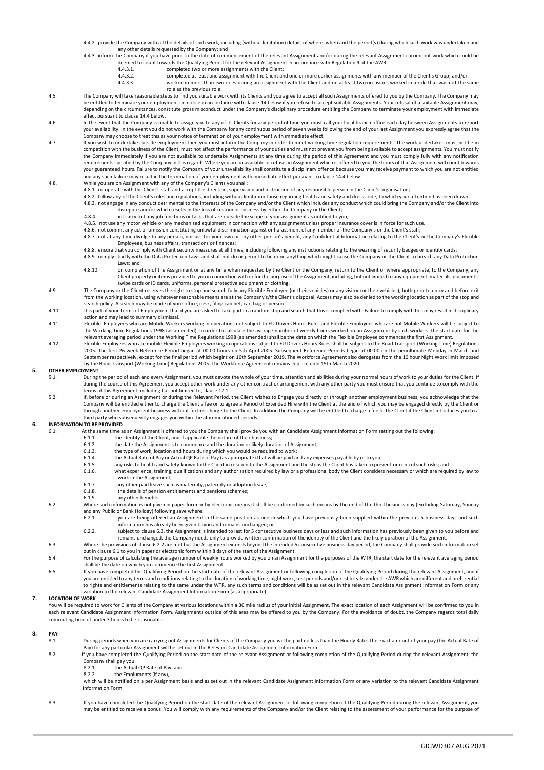4.4.2. provide the Company with all the details of such work, including (without limitation) details of where, when and the period(s) during which such work was undertaken and any other details requested by the Company; and

4.4.3. inform the Company if you have prior to the date of commencement of the relevant Assignment and/or during the relevant Assignment carried out work which could be deemed to count towards the Qualifying Period for the relevant Assignment in accordance with Regulation 9 of the AWR:

4.4.3.1. completed two or more assignments with the Client;

4.4.3.2. completed at least one assignment with the Client and one or more earlier assignments with any member of the Client's Group; and/or

4.4.3.3. worked in more than two roles during an assignment with the Client and on at least two occasions worked in a role that was not the same role as the previous role.

4.5. The Company will take reasonable steps to find you suitable work with its Clients and you agree to accept all such Assignments offered to you by the Company. The Company may be entitled to terminate your employment on notice in accordance with clause 14 below if you refuse to accept suitable Assignments. Your refusal of a suitable Assignment may, depending on the circumstances, constitute gross misconduct under the Company's disciplinary procedure entitling the Company to terminate your employment with immediate effect pursuant to clause 14.4 below.

4.6. In the event that the Company is unable to assign you to any of its Clients for any period of time you must call your local branch office each day between Assignments to report your availability. In the event you do not work with the Company for any continuous period of seven weeks following the end of your last Assignment you expressly agree that the Company may choose to treat this as your notice of termination of your employment with immediate effect.

4.7. If you wish to undertake outside employment then you must inform the Company in order to meet working time regulation requirements. The work undertaken must not be in competition with the business of the Client, must not affect the performance of your duties and must not prevent you from being available to accept assignments. You must notify the Company immediately if you are not available to undertake Assignments at any time during the period of this Agreement and you must comply fully with any notification requirements specified by the Company in this regard. Where you are unavailable or refuse an Assignment which is offered to you, the hours of that Assignment will count towards your guaranteed hours. Failure to notify the Company of your unavailability shall constitute a disciplinary offence because you may receive payment to which you are not entitled and any such failure may result in the termination of your employment with immediate effect pursuant to clause 14.4 below.

4.8. While you are on Assignment with any of the Company's Clients you shall:

4.8.1. co-operate with the Client's staff and accept the direction, supervision and instruction of any responsible person in the Client's organisation;

4.8.2. follow any of the Client's rules and regulations, including without limitation those regarding health and safety and dress code, to which your attention has been drawn;

4.8.3. not engage in any conduct detrimental to the interests of the Company and/or the Client which includes any conduct which could bring the Company and/or the Client into disrepute and/or which results in the loss of custom or business by either the Company or the Client;

4.8.4. not carry out any job functions or tasks that are outside the scope of your assignment as notified to you;

4.8.5. not use any motor vehicle or any mechanised equipment in connection with any assignment unless proper insurance cover is in force for such use.

4.8.6. not commit any act or omission constituting unlawful discrimination against or harassment of any member of the Company's or the Client's staff;

4.8.7. not at any time divulge to any person, nor use for your own or any other person's benefit, any Confidential Information relating to the Client's or the Company's Flexible Employees, business affairs, transactions or finances;

4.8.8. ensure that you comply with Client security measures at all times, including following any instructions relating to the wearing of security badges or identity cards;

4.8.9. comply strictly with the Data Protection Laws and shall not do or permit to be done anything which might cause the Company or the Client to breach any Data Protection Laws; and

4.8.10. on completion of the Assignment or at any time when requested by the Client or the Company, return to the Client or where appropriate, to the Company, any Client property or items provided to you in connection with or for the purpose of the Assignment, including, but not limited to any equipment, materials, documents, swipe cards or ID cards, uniforms, personal protective equipment or clothing.

4.9. The Company or the Client reserves the right to stop and search fully any Flexible Employee (or their vehicles) or any visitor (or their vehicles), both prior to entry and before exit from the working location, using whatever reasonable means are at the Company's/the Client's disposal. Access may also be denied to the working location as part of the stop and search policy. A search may be made of your office, desk, filing cabinet, car, bag or person

4.10. It is part of your Terms of Employment that if you are asked to take part in a random stop and search that this is complied with. Failure to comply with this may result in disciplinary action and may lead to summary dismissal.

4.11. Flexible Employees who are Mobile Workers working in operations not subject to EU Drivers Hours Rules and Flexible Employees who are not Mobile Workers will be subject to the Working Time Regulations 1998 (as amended). In order to calculate the average number of weekly hours worked on an Assignment by such workers, the start date for the relevant averaging period under the Working Time Regulations 1998 (as amended) shall be the date on which the Flexible Employee commences the first Assignment.

4.12. Flexible Employees who are mobile Flexible Employees working in operations subject to EU Drivers Hours Rules shall be subject to the Road Transport (Working Time) Regulations 2005. The first 26-week Reference Period began at 00.00 hours on 5th April 2005. Subsequent Reference Periods begin at 00.00 on the penultimate Monday in March and September respectively, except for the final period which begins on 16th September 2019. The Workforce Agreement also derogates from the 10 hour Night Work limit imposed by the Road Transport (Working Time) Regulations 2005. The Workforce Agreement remains in place until 15th March 2020.

## 5. OTHER EMPLOYMENT

5.1. During the period of each and every Assignment, you must devote the whole of your time, attention and abilities during your normal hours of work to your duties for the Client. If during the course of this Agreement you accept other work under any other contract or arrangement with any other party you must ensure that you continue to comply with the terms of this Agreement, including but not limited to, clause 17.1.

5.2. If, before or during an Assignment or during the Relevant Period, the Client wishes to Engage you directly or through another employment business, you acknowledge that the Company will be entitled either to charge the Client a fee or to agree a Period of Extended Hire with the Client at the end of which you may be engaged directly by the Client or through another employment business without further charge to the Client. In addition the Company will be entitled to charge a fee to the Client if the Client introduces you to a third party who subsequently engages you within the aforementioned periods.

## 6. INFORMATION TO BE PROVIDED

6.1. At the same time as an Assignment is offered to you the Company shall provide you with an Candidate Assignment Information Form setting out the following:

6.1.1. the identity of the Client, and if applicable the nature of their business;

6.1.2. the date the Assignment is to commence and the duration or likely duration of Assignment;

6.1.3. the type of work, location and hours during which you would be required to work;

6.1.4. the Actual Rate of Pay or Actual QP Rate of Pay (as appropriate) that will be paid and any expenses payable by or to you;

6.1.5. any risks to health and safety known to the Client in relation to the Assignment and the steps the Client has taken to prevent or control such risks; and

6.1.6. what experience, training, qualifications and any authorisation required by law or a professional body the Client considers necessary or which are required by law to work in the Assignment;

6.1.7. any other paid leave such as maternity, paternity or adoption leave;

6.1.8. the details of pension entitlements and pensions schemes;

6.1.9. any other benefits.

6.2. Where such information is not given in paper form or by electronic means it shall be confirmed by such means by the end of the third business day (excluding Saturday, Sunday and any Public or Bank Holiday) following save where:

6.2.1. you are being offered an Assignment in the same position as one in which you have previously been supplied within the previous 5 business days and such information has already been given to you and remains unchanged; or

6.2.2. subject to clause 6.3, the Assignment is intended to last for 5 consecutive business days or less and such information has previously been given to you before and remains unchanged, the Company needs only to provide written confirmation of the identity of the Client and the likely duration of the Assignment.

6.3. Where the provisions of clause 6.2.2 are met but the Assignment extends beyond the intended 5 consecutive business day period, the Company shall provide such information set out in clause 6.1 to you in paper or electronic form within 8 days of the start of the Assignment.

6.4. For the purpose of calculating the average number of weekly hours worked by you on an Assignment for the purposes of the WTR, the start date for the relevant averaging period shall be the date on which you commence the first Assignment.

6.5. If you have completed the Qualifying Period on the start date of the relevant Assignment or following completion of the Qualifying Period during the relevant Assignment, and if you are entitled to any terms and conditions relating to the duration of working time, night work, rest periods and/or rest breaks under the AWR which are different and preferential to rights and entitlements relating to the same under the WTR, any such terms and conditions will be as set out in the relevant Candidate Assignment Information Form or any variation to the relevant Candidate Assignment Information Form (as appropriate).

## 7. LOCATION OF WORK

You will be required to work for Clients of the Company at various locations within a 30 mile radius of your initial Assignment. The exact location of each Assignment will be confirmed to you in each relevant Candidate Assignment Information Form. Assignments outside of this area may be offered to you by the Company. For the avoidance of doubt, the Company regards total daily commuting time of under 3 hours to be reasonable

## 8. PAY

8.1. During periods when you are carrying out Assignments for Clients of the Company you will be paid no less than the Hourly Rate. The exact amount of your pay (the Actual Rate of Pay) for any particular Assignment will be set out in the Relevant Candidate Assignment Information Form.

8.2. If you have completed the Qualifying Period on the start date of the relevant Assignment or following completion of the Qualifying Period during the relevant Assignment, the Company shall pay you:

8.2.1. the Actual QP Rate of Pay; and

8.2.2. the Emoluments (if any),

which will be notified on a per Assignment basis and as set out in the relevant Candidate Assignment Information Form or any variation to the relevant Candidate Assignment Information Form.

8.3. If you have completed the Qualifying Period on the start date of the relevant Assignment or following completion of the Qualifying Period during the relevant Assignment, you may be entitled to receive a bonus. You will comply with any requirements of the Company and/or the Client relating to the assessment of your performance for the purpose of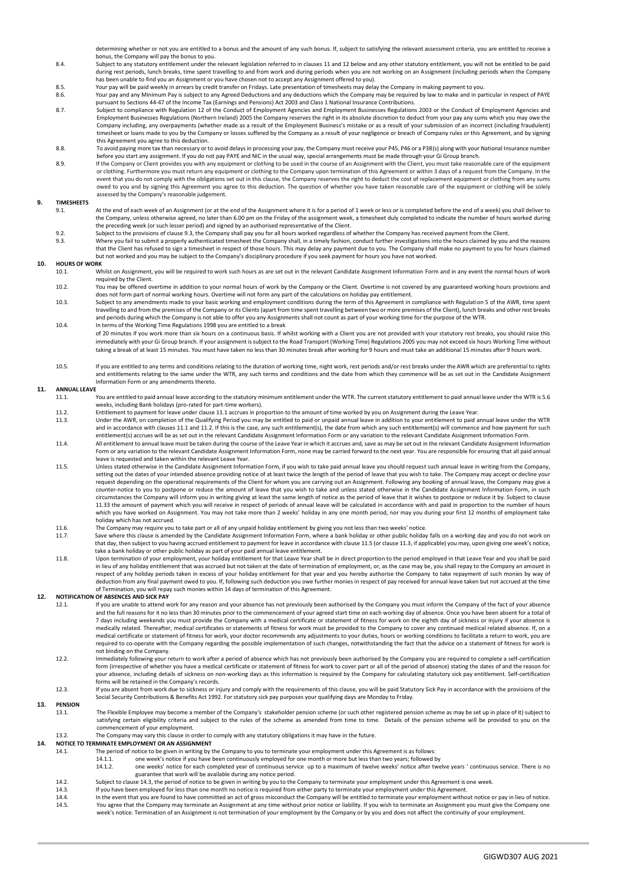determining whether or not you are entitled to a bonus and the amount of any such bonus. If, subject to satisfying the relevant assessment criteria, you are entitled to receive a bonus, the Company will pay the bonus to you.

8.4. Subject to any statutory entitlement under the relevant legislation referred to in clauses 11 and 12 below and any other statutory entitlement, you will not be entitled to be paid during rest periods, lunch breaks, time spent travelling to and from work and during periods when you are not working on an Assignment (including periods when the Company has been unable to find you an Assignment or you have chosen not to accept any Assignment offered to you).

8.5. Your pay will be paid weekly in arrears by credit transfer on Fridays. Late presentation of timesheets may delay the Company in making payment to you.

8.6. Your pay and any Minimum Pay is subject to any Agreed Deductions and any deductions which the Company may be required by law to make and in particular in respect of PAYE pursuant to Sections 44-47 of the Income Tax (Earnings and Pensions) Act 2003 and Class 1 National Insurance Contributions.

8.7. Subject to compliance with Regulation 12 of the Conduct of Employment Agencies and Employment Businesses Regulations 2003 or the Conduct of Employment Agencies and Employment Businesses Regulations (Northern Ireland) 2005 the Company reserves the right in its absolute discretion to deduct from your pay any sums which you may owe the Company including, any overpayments (whether made as a result of the Employment Business's mistake or as a result of your submission of an incorrect (including fraudulent) timesheet or loans made to you by the Company or losses suffered by the Company as a result of your negligence or breach of Company rules or this Agreement, and by signing this Agreement you agree to this deduction.

8.8. To avoid paying more tax than necessary or to avoid delays in processing your pay, the Company must receive your P45, P46 or a P38(s) along with your National Insurance number before you start any assignment. If you do not pay PAYE and NIC in the usual way, special arrangements must be made through your Gi Group branch.

8.9. If the Company or Client provides you with any equipment or clothing to be used in the course of an Assignment with the Client, you must take reasonable care of the equipment or clothing. Furthermore you must return any equipment or clothing to the Company upon termination of this Agreement or within 3 days of a request from the Company. In the event that you do not comply with the obligations set out in this clause, the Company reserves the right to deduct the cost of replacement equipment or clothing from any sums owed to you and by signing this Agreement you agree to this deduction. The question of whether you have taken reasonable care of the equipment or clothing will be solely assessed by the Company's reasonable judgement.

## 9. TIMESHEETS

9.1. At the end of each week of an Assignment (or at the end of the Assignment where it is for a period of 1 week or less or is completed before the end of a week) you shall deliver to the Company, unless otherwise agreed, no later than 6.00 pm on the Friday of the assignment week, a timesheet duly completed to indicate the number of hours worked during the preceding week (or such lesser period) and signed by an authorised representative of the Client.

9.2. Subject to the provisions of clause 9.3, the Company shall pay you for all hours worked regardless of whether the Company has received payment from the Client.

9.3. Where you fail to submit a properly authenticated timesheet the Company shall, in a timely fashion, conduct further investigations into the hours claimed by you and the reasons that the Client has refused to sign a timesheet in respect of those hours. This may delay any payment due to you. The Company shall make no payment to you for hours claimed but not worked and you may be subject to the Company's disciplinary procedure if you seek payment for hours you have not worked.

## 10. HOURS OF WORK

10.1. Whilst on Assignment, you will be required to work such hours as are set out in the relevant Candidate Assignment Information Form and in any event the normal hours of work required by the Client.

10.2. You may be offered overtime in addition to your normal hours of work by the Company or the Client. Overtime is not covered by any guaranteed working hours provisions and does not form part of normal working hours. Overtime will not form any part of the calculations on holiday pay entitlement.

10.3. Subject to any amendments made to your basic working and employment conditions during the term of this Agreement in compliance with Regulation 5 of the AWR, time spent travelling to and from the premises of the Company or its Clients (apart from time spent travelling between two or more premises of the Client), lunch breaks and other rest breaks and periods during which the Company is not able to offer you any Assignments shall not count as part of your working time for the purpose of the WTR.

10.4. In terms of the Working Time Regulations 1998 you are entitled to a break of 20 minutes if you work more than six hours on a continuous basis. If whilst working with a Client you are not provided with your statutory rest breaks, you should raise this immediately with your Gi Group branch. If your assignment is subject to the Road Transport (Working Time) Regulations 2005 you may not exceed six hours Working Time without taking a break of at least 15 minutes. You must have taken no less than 30 minutes break after working for 9 hours and must take an additional 15 minutes after 9 hours work.

10.5. If you are entitled to any terms and conditions relating to the duration of working time, night work, rest periods and/or rest breaks under the AWR which are preferential to rights and entitlements relating to the same under the WTR, any such terms and conditions and the date from which they commence will be as set out in the Candidate Assignment Information Form or any amendments thereto.

## 11. ANNUAL LEAVE

11.1. You are entitled to paid annual leave according to the statutory minimum entitlement under the WTR. The current statutory entitlement to paid annual leave under the WTR is 5.6 weeks, including Bank holidays (pro-rated for part-time workers).

11.2. Entitlement to payment for leave under clause 11.1 accrues in proportion to the amount of time worked by you on Assignment during the Leave Year.

11.3. Under the AWR, on completion of the Qualifying Period you may be entitled to paid or unpaid annual leave in addition to your entitlement to paid annual leave under the WTR and in accordance with clauses 11.1 and 11.2. If this is the case, any such entitlement(s), the date from which any such entitlement(s) will commence and how payment for such entitlement(s) accrues will be as set out in the relevant Candidate Assignment Information Form or any variation to the relevant Candidate Assignment Information Form.

11.4. All entitlement to annual leave must be taken during the course of the Leave Year in which it accrues and, save as may be set out in the relevant Candidate Assignment Information Form or any variation to the relevant Candidate Assignment Information Form, none may be carried forward to the next year. You are responsible for ensuring that all paid annual leave is requested and taken within the relevant Leave Year.

11.5. Unless stated otherwise in the Candidate Assignment Information Form, if you wish to take paid annual leave you should request such annual leave in writing from the Company, setting out the dates of your intended absence providing notice of at least twice the length of the period of leave that you wish to take. The Company may accept or decline your request depending on the operational requirements of the Client for whom you are carrying out an Assignment. Following any booking of annual leave, the Company may give a counter-notice to you to postpone or reduce the amount of leave that you wish to take and unless stated otherwise in the Candidate Assignment Information Form, in such circumstances the Company will inform you in writing giving at least the same length of notice as the period of leave that it wishes to postpone or reduce it by. Subject to clause 11.33 the amount of payment which you will receive in respect of periods of annual leave will be calculated in accordance with and paid in proportion to the number of hours which you have worked on Assignment. You may not take more than 2 weeks' holiday in any one month period, nor may you during your first 12 months of employment take holiday which has not accrued.

11.6. The Company may require you to take part or all of any unpaid holiday entitlement by giving you not less than two weeks' notice.

11.7. Save where this clause is amended by the Candidate Assignment Information Form, where a bank holiday or other public holiday falls on a working day and you do not work on that day, then subject to you having accrued entitlement to payment for leave in accordance with clause 11.5 (or clause 11.3, if applicable) you may, upon giving one week's notice, take a bank holiday or other public holiday as part of your paid annual leave entitlement.

11.8. Upon termination of your employment, your holiday entitlement for that Leave Year shall be in direct proportion to the period employed in that Leave Year and you shall be paid in lieu of any holiday entitlement that was accrued but not taken at the date of termination of employment, or, as the case may be, you shall repay to the Company an amount in respect of any holiday periods taken in excess of your holiday entitlement for that year and you hereby authorise the Company to take repayment of such monies by way of deduction from any final payment owed to you. If, following such deduction you owe further monies in respect of pay received for annual leave taken but not accrued at the time of Termination, you will repay such monies within 14 days of termination of this Agreement.

## 12. NOTIFICATION OF ABSENCES AND SICK PAY

12.1. If you are unable to attend work for any reason and your absence has not previously been authorised by the Company you must inform the Company of the fact of your absence and the full reasons for it no less than 30 minutes prior to the commencement of your agreed start time on each working day of absence. Once you have been absent for a total of 7 days including weekends you must provide the Company with a medical certificate or statement of fitness for work on the eighth day of sickness or injury if your absence is medically related. Thereafter, medical certificates or statements of fitness for work must be provided to the Company to cover any continued medical related absence. If, on a medical certificate or statement of fitness for work, your doctor recommends any adjustments to your duties, hours or working conditions to facilitate a return to work, you are required to co-operate with the Company regarding the possible implementation of such changes, notwithstanding the fact that the advice on a statement of fitness for work is not binding on the Company.

12.2. Immediately following your return to work after a period of absence which has not previously been authorised by the Company you are required to complete a self-certification form (irrespective of whether you have a medical certificate or statement of fitness for work to cover part or all of the period of absence) stating the dates of and the reason for your absence, including details of sickness on non-working days as this information is required by the Company for calculating statutory sick pay entitlement. Self-certification forms will be retained in the Company's records.

12.3. If you are absent from work due to sickness or injury and comply with the requirements of this clause, you will be paid Statutory Sick Pay in accordance with the provisions of the Social Security Contributions & Benefits Act 1992. For statutory sick pay purposes your qualifying days are Monday to Friday.

## 13. PENSION

13.1. The Flexible Employee may become a member of the Company's stakeholder pension scheme (or such other registered pension scheme as may be set up in place of it) subject to satisfying certain eligibility criteria and subject to the rules of the scheme as amended from time to time. Details of the pension scheme will be provided to you on the commencement of your employment.

13.2. The Company may vary this clause in order to comply with any statutory obligations it may have in the future.

## 14. NOTICE TO TERMINATE EMPLOYMENT OR AN ASSIGNMENT

14.1. The period of notice to be given in writing by the Company to you to terminate your employment under this Agreement is as follows:

14.1.1. one week's notice if you have been continuously employed for one month or more but less than two years; followed by

14.1.2. one weeks' notice for each completed year of continuous service up to a maximum of twelve weeks' notice after twelve years ' continuous service. There is no guarantee that work will be available during any notice period.

14.2. Subject to clause 14.3, the period of notice to be given in writing by you to the Company to terminate your employment under this Agreement is one week.

14.3. If you have been employed for less than one month no notice is required from either party to terminate your employment under this Agreement.

14.4. In the event that you are found to have committed an act of gross misconduct the Company will be entitled to terminate your employment without notice or pay in lieu of notice.

14.5. You agree that the Company may terminate an Assignment at any time without prior notice or liability. If you wish to terminate an Assignment you must give the Company one week's notice. Termination of an Assignment is not termination of your employment by the Company or by you and does not affect the continuity of your employment.

GIGWD307 AUG 2021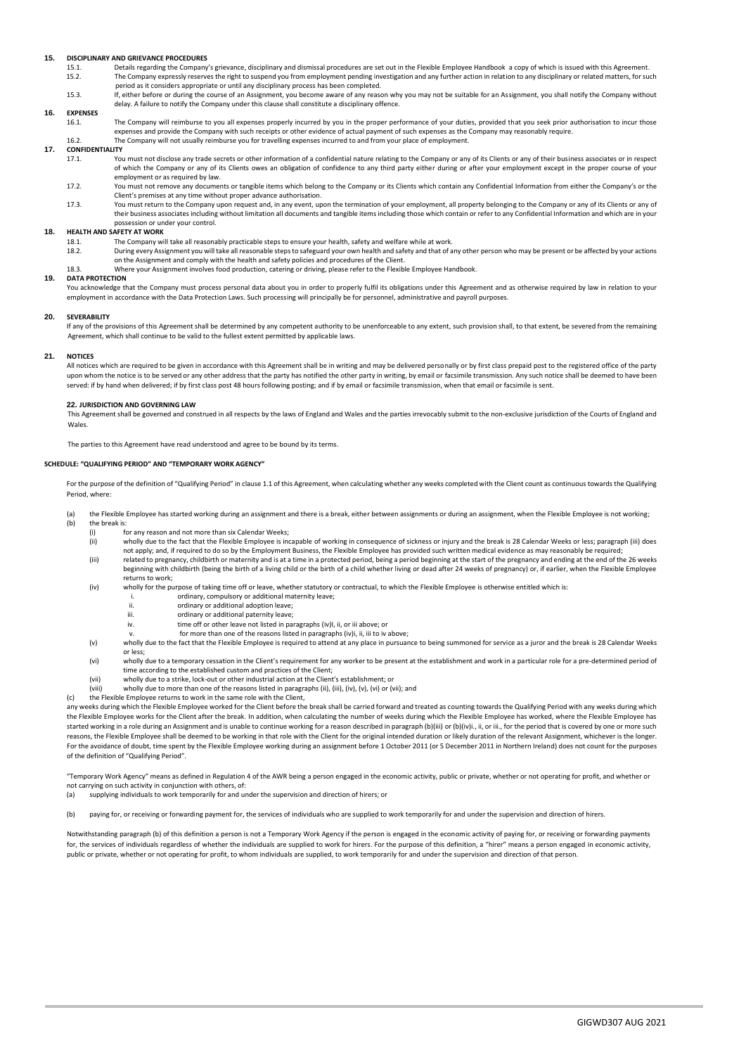## 15. DISCIPLINARY AND GRIEVANCE PROCEDURES

15.1. Details regarding the Company's grievance, disciplinary and dismissal procedures are set out in the Flexible Employee Handbook a copy of which is issued with this Agreement.

15.2. The Company expressly reserves the right to suspend you from employment pending investigation and any further action in relation to any disciplinary or related matters, for such period as it considers appropriate or until any disciplinary process has been completed.

15.3. If, either before or during the course of an Assignment, you become aware of any reason why you may not be suitable for an Assignment, you shall notify the Company without delay. A failure to notify the Company under this clause shall constitute a disciplinary offence.

## 16. EXPENSES

16.1. The Company will reimburse to you all expenses properly incurred by you in the proper performance of your duties, provided that you seek prior authorisation to incur those expenses and provide the Company with such receipts or other evidence of actual payment of such expenses as the Company may reasonably require.

16.2. The Company will not usually reimburse you for travelling expenses incurred to and from your place of employment.

## 17. CONFIDENTIALITY

17.1. You must not disclose any trade secrets or other information of a confidential nature relating to the Company or any of its Clients or any of their business associates or in respect of which the Company or any of its Clients owes an obligation of confidence to any third party either during or after your employment except in the proper course of your employment or as required by law.

17.2. You must not remove any documents or tangible items which belong to the Company or its Clients which contain any Confidential Information from either the Company's or the Client's premises at any time without proper advance authorisation.

17.3. You must return to the Company upon request and, in any event, upon the termination of your employment, all property belonging to the Company or any of its Clients or any of their business associates including without limitation all documents and tangible items including those which contain or refer to any Confidential Information and which are in your possession or under your control.

## 18. HEALTH AND SAFETY AT WORK

18.1. The Company will take all reasonably practicable steps to ensure your health, safety and welfare while at work.

18.2. During every Assignment you will take all reasonable steps to safeguard your own health and safety and that of any other person who may be present or be affected by your actions on the Assignment and comply with the health and safety policies and procedures of the Client.

18.3. Where your Assignment involves food production, catering or driving, please refer to the Flexible Employee Handbook.

## 19. DATA PROTECTION

You acknowledge that the Company must process personal data about you in order to properly fulfil its obligations under this Agreement and as otherwise required by law in relation to your employment in accordance with the Data Protection Laws. Such processing will principally be for personnel, administrative and payroll purposes.

## 20. SEVERABILITY

If any of the provisions of this Agreement shall be determined by any competent authority to be unenforceable to any extent, such provision shall, to that extent, be severed from the remaining Agreement, which shall continue to be valid to the fullest extent permitted by applicable laws.

## 21. NOTICES

All notices which are required to be given in accordance with this Agreement shall be in writing and may be delivered personally or by first class prepaid post to the registered office of the party upon whom the notice is to be served or any other address that the party has notified the other party in writing, by email or facsimile transmission. Any such notice shall be deemed to have been served: if by hand when delivered; if by first class post 48 hours following posting; and if by email or facsimile transmission, when that email or facsimile is sent.

## 22. JURISDICTION AND GOVERNING LAW

This Agreement shall be governed and construed in all respects by the laws of England and Wales and the parties irrevocably submit to the non-exclusive jurisdiction of the Courts of England and Wales.

The parties to this Agreement have read understood and agree to be bound by its terms.

## SCHEDULE: "QUALIFYING PERIOD" AND "TEMPORARY WORK AGENCY"

For the purpose of the definition of "Qualifying Period" in clause 1.1 of this Agreement, when calculating whether any weeks completed with the Client count as continuous towards the Qualifying Period, where:

(a) the Flexible Employee has started working during an assignment and there is a break, either between assignments or during an assignment, when the Flexible Employee is not working;

(b) the break is:

- (i) for any reason and not more than six Calendar Weeks;
- (ii) wholly due to the fact that the Flexible Employee is incapable of working in consequence of sickness or injury and the break is 28 Calendar Weeks or less; paragraph (iii) does not apply; and, if required to do so by the Employment Business, the Flexible Employee has provided such written medical evidence as may reasonably be required;
- (iii) related to pregnancy, childbirth or maternity and is at a time in a protected period, being a period beginning at the start of the pregnancy and ending at the end of the 26 weeks beginning with childbirth (being the birth of a living child or the birth of a child whether living or dead after 24 weeks of pregnancy) or, if earlier, when the Flexible Employee returns to work;
- (iv) wholly for the purpose of taking time off or leave, whether statutory or contractual, to which the Flexible Employee is otherwise entitled which is:
  - i. ordinary, compulsory or additional maternity leave;
  - ii. ordinary or additional adoption leave;
  - iii. ordinary or additional paternity leave;
  - iv. time off or other leave not listed in paragraphs (iv)I, ii, or iii above; or
  - v. for more than one of the reasons listed in paragraphs (iv)i, ii, iii to iv above;
- (v) wholly due to the fact that the Flexible Employee is required to attend at any place in pursuance to being summoned for service as a juror and the break is 28 Calendar Weeks or less;
- (vi) wholly due to a temporary cessation in the Client's requirement for any worker to be present at the establishment and work in a particular role for a pre-determined period of time according to the established custom and practices of the Client;
- (vii) wholly due to a strike, lock-out or other industrial action at the Client's establishment; or
- (viii) wholly due to more than one of the reasons listed in paragraphs (ii), (iii), (iv), (v), (vi) or (vii); and

(c) the Flexible Employee returns to work in the same role with the Client,

any weeks during which the Flexible Employee worked for the Client before the break shall be carried forward and treated as counting towards the Qualifying Period with any weeks during which the Flexible Employee works for the Client after the break. In addition, when calculating the number of weeks during which the Flexible Employee has worked, where the Flexible Employee has started working in a role during an Assignment and is unable to continue working for a reason described in paragraph (b)(iii) or (b)(iv)i., ii, or iii., for the period that is covered by one or more such reasons, the Flexible Employee shall be deemed to be working in that role with the Client for the original intended duration or likely duration of the relevant Assignment, whichever is the longer. For the avoidance of doubt, time spent by the Flexible Employee working during an assignment before 1 October 2011 (or 5 December 2011 in Northern Ireland) does not count for the purposes of the definition of "Qualifying Period".

"Temporary Work Agency" means as defined in Regulation 4 of the AWR being a person engaged in the economic activity, public or private, whether or not operating for profit, and whether or not carrying on such activity in conjunction with others, of:

(a) supplying individuals to work temporarily for and under the supervision and direction of hirers; or

(b) paying for, or receiving or forwarding payment for, the services of individuals who are supplied to work temporarily for and under the supervision and direction of hirers.

Notwithstanding paragraph (b) of this definition a person is not a Temporary Work Agency if the person is engaged in the economic activity of paying for, or receiving or forwarding payments for, the services of individuals regardless of whether the individuals are supplied to work for hirers. For the purpose of this definition, a "hirer" means a person engaged in economic activity, public or private, whether or not operating for profit, to whom individuals are supplied, to work temporarily for and under the supervision and direction of that person.

GIGWD307 AUG 2021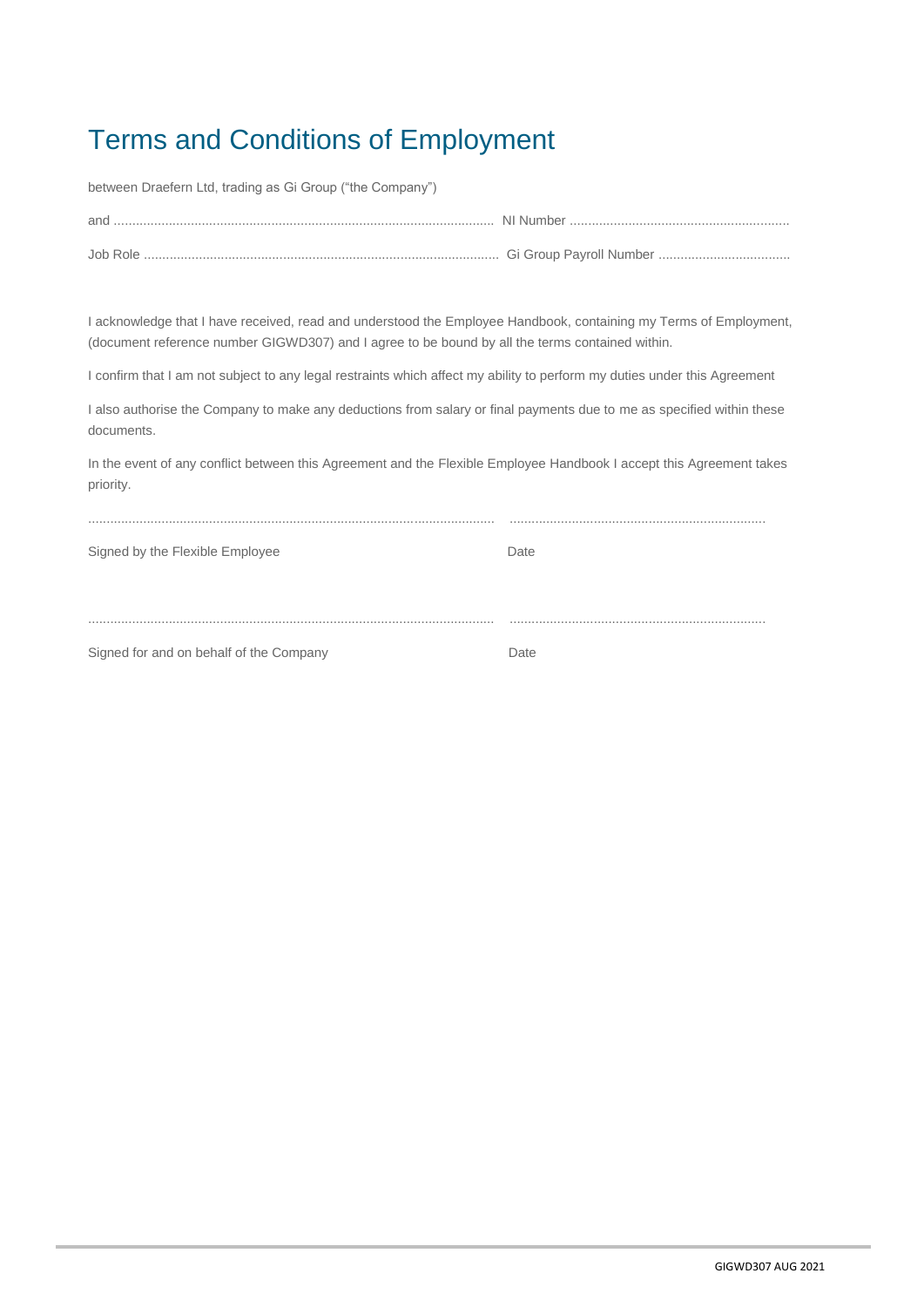# Terms and Conditions of Employment

between Draefern Ltd, trading as Gi Group ("the Company")

and ........................................................................................................ NI Number ............................................................

Job Role ................................................................................................. Gi Group Payroll Number ....................................

I acknowledge that I have received, read and understood the Employee Handbook, containing my Terms of Employment, (document reference number GIGWD307) and I agree to be bound by all the terms contained within.

I confirm that I am not subject to any legal restraints which affect my ability to perform my duties under this Agreement

I also authorise the Company to make any deductions from salary or final payments due to me as specified within these documents.

In the event of any conflict between this Agreement and the Flexible Employee Handbook I accept this Agreement takes priority.

................................................................................................................ ......................................................................

Signed by the Flexible Employee                                                     Date

................................................................................................................ ......................................................................

Signed for and on behalf of the Company                                            Date

GIGWD307 AUG 2021